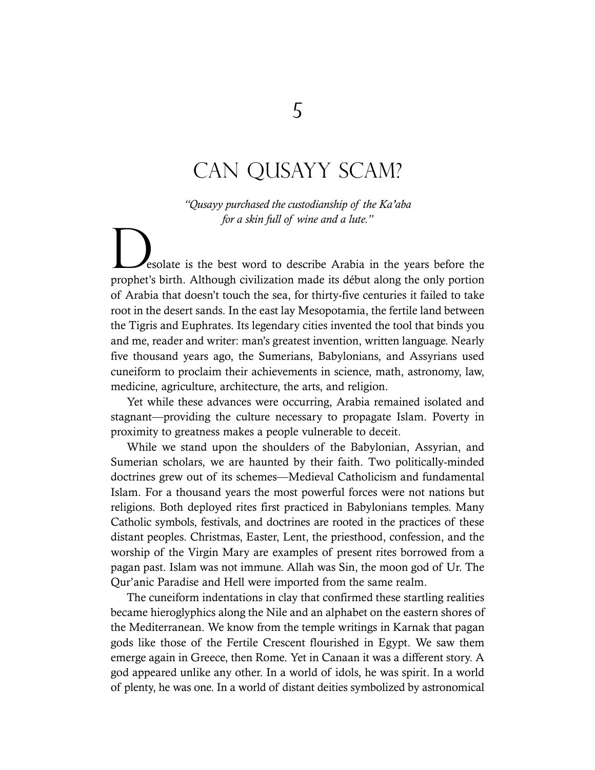# 5

## CAN QUSAYY SCAM?

*"Qusayy purchased the custodianship of the Ka'aba for a skin full of wine and a lute."*

Desolate is the best word to describe Arabia in the years before the prophet's birth. Although civilization made its début along the only portion of Arabia that doesn't touch the sea, for thirty-five centuries it failed to take root in the desert sands. In the east lay Mesopotamia, the fertile land between the Tigris and Euphrates. Its legendary cities invented the tool that binds you and me, reader and writer: man's greatest invention, written language. Nearly five thousand years ago, the Sumerians, Babylonians, and Assyrians used cuneiform to proclaim their achievements in science, math, astronomy, law, medicine, agriculture, architecture, the arts, and religion.

Yet while these advances were occurring, Arabia remained isolated and stagnant—providing the culture necessary to propagate Islam. Poverty in proximity to greatness makes a people vulnerable to deceit.

While we stand upon the shoulders of the Babylonian, Assyrian, and Sumerian scholars, we are haunted by their faith. Two politically-minded doctrines grew out of its schemes—Medieval Catholicism and fundamental Islam. For a thousand years the most powerful forces were not nations but religions. Both deployed rites first practiced in Babylonians temples. Many Catholic symbols, festivals, and doctrines are rooted in the practices of these distant peoples. Christmas, Easter, Lent, the priesthood, confession, and the worship of the Virgin Mary are examples of present rites borrowed from a pagan past. Islam was not immune. Allah was Sin, the moon god of Ur. The Qur'anic Paradise and Hell were imported from the same realm.

The cuneiform indentations in clay that confirmed these startling realities became hieroglyphics along the Nile and an alphabet on the eastern shores of the Mediterranean. We know from the temple writings in Karnak that pagan gods like those of the Fertile Crescent flourished in Egypt. We saw them emerge again in Greece, then Rome. Yet in Canaan it was a different story. A god appeared unlike any other. In a world of idols, he was spirit. In a world of plenty, he was one. In a world of distant deities symbolized by astronomical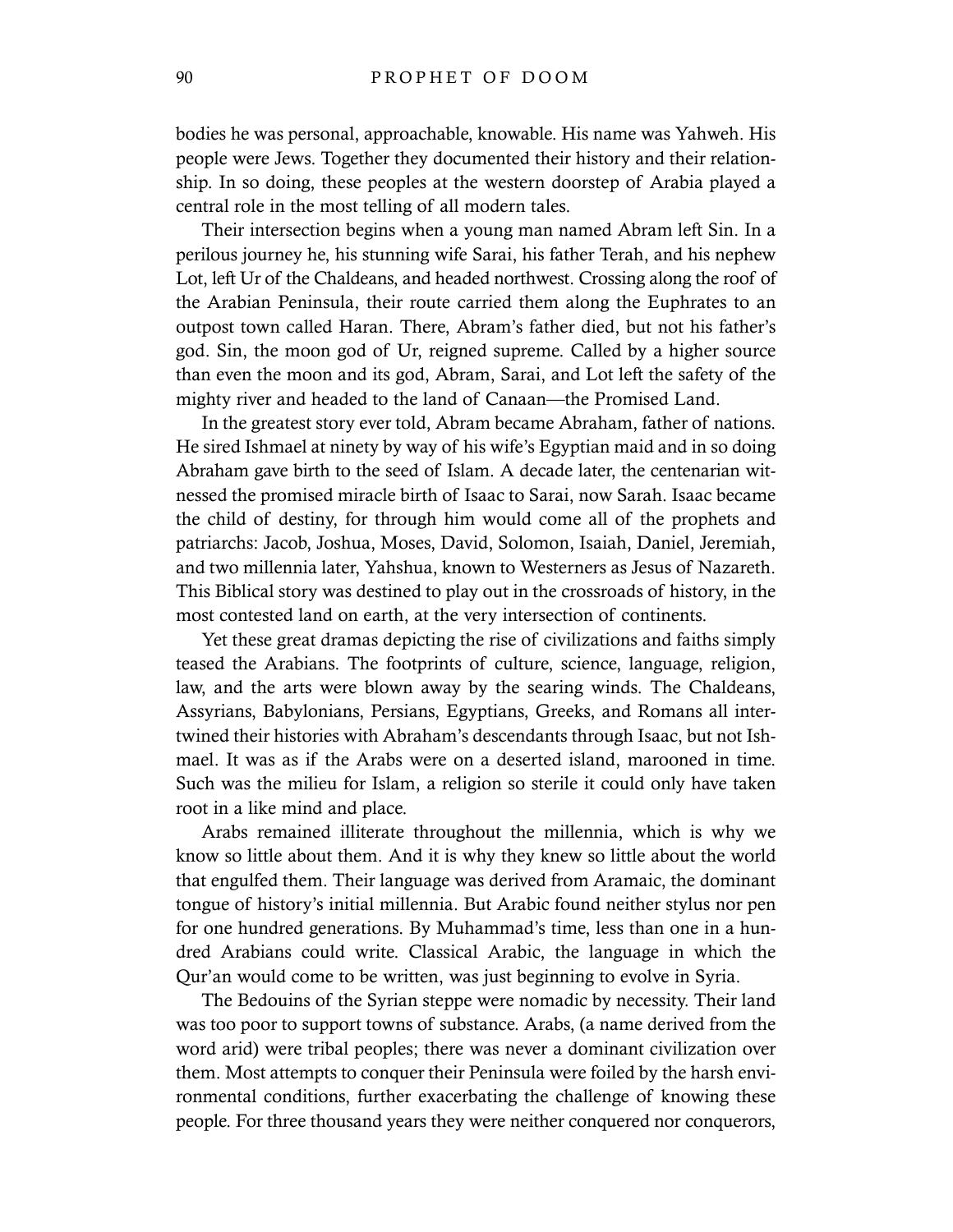bodies he was personal, approachable, knowable. His name was Yahweh. His people were Jews. Together they documented their history and their relationship. In so doing, these peoples at the western doorstep of Arabia played a central role in the most telling of all modern tales.

Their intersection begins when a young man named Abram left Sin. In a perilous journey he, his stunning wife Sarai, his father Terah, and his nephew Lot, left Ur of the Chaldeans, and headed northwest. Crossing along the roof of the Arabian Peninsula, their route carried them along the Euphrates to an outpost town called Haran. There, Abram's father died, but not his father's god. Sin, the moon god of Ur, reigned supreme. Called by a higher source than even the moon and its god, Abram, Sarai, and Lot left the safety of the mighty river and headed to the land of Canaan—the Promised Land.

In the greatest story ever told, Abram became Abraham, father of nations. He sired Ishmael at ninety by way of his wife's Egyptian maid and in so doing Abraham gave birth to the seed of Islam. A decade later, the centenarian witnessed the promised miracle birth of Isaac to Sarai, now Sarah. Isaac became the child of destiny, for through him would come all of the prophets and patriarchs: Jacob, Joshua, Moses, David, Solomon, Isaiah, Daniel, Jeremiah, and two millennia later, Yahshua, known to Westerners as Jesus of Nazareth. This Biblical story was destined to play out in the crossroads of history, in the most contested land on earth, at the very intersection of continents.

Yet these great dramas depicting the rise of civilizations and faiths simply teased the Arabians. The footprints of culture, science, language, religion, law, and the arts were blown away by the searing winds. The Chaldeans, Assyrians, Babylonians, Persians, Egyptians, Greeks, and Romans all intertwined their histories with Abraham's descendants through Isaac, but not Ishmael. It was as if the Arabs were on a deserted island, marooned in time. Such was the milieu for Islam, a religion so sterile it could only have taken root in a like mind and place.

Arabs remained illiterate throughout the millennia, which is why we know so little about them. And it is why they knew so little about the world that engulfed them. Their language was derived from Aramaic, the dominant tongue of history's initial millennia. But Arabic found neither stylus nor pen for one hundred generations. By Muhammad's time, less than one in a hundred Arabians could write. Classical Arabic, the language in which the Qur'an would come to be written, was just beginning to evolve in Syria.

The Bedouins of the Syrian steppe were nomadic by necessity. Their land was too poor to support towns of substance. Arabs, (a name derived from the word arid) were tribal peoples; there was never a dominant civilization over them. Most attempts to conquer their Peninsula were foiled by the harsh environmental conditions, further exacerbating the challenge of knowing these people. For three thousand years they were neither conquered nor conquerors,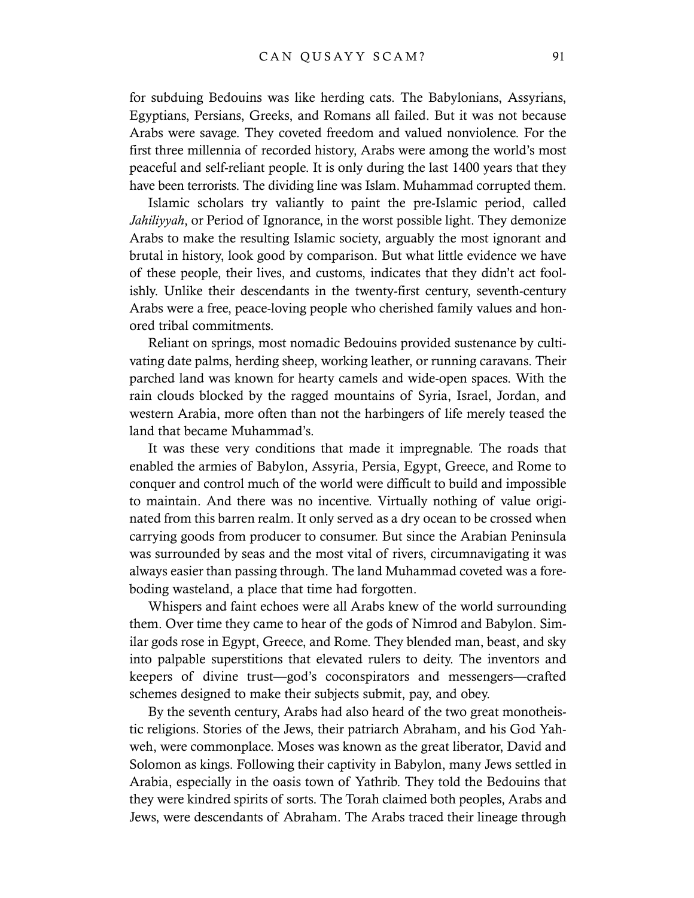for subduing Bedouins was like herding cats. The Babylonians, Assyrians, Egyptians, Persians, Greeks, and Romans all failed. But it was not because Arabs were savage. They coveted freedom and valued nonviolence. For the first three millennia of recorded history, Arabs were among the world's most peaceful and self-reliant people. It is only during the last 1400 years that they have been terrorists. The dividing line was Islam. Muhammad corrupted them.

Islamic scholars try valiantly to paint the pre-Islamic period, called *Jahiliyyah*, or Period of Ignorance, in the worst possible light. They demonize Arabs to make the resulting Islamic society, arguably the most ignorant and brutal in history, look good by comparison. But what little evidence we have of these people, their lives, and customs, indicates that they didn't act foolishly. Unlike their descendants in the twenty-first century, seventh-century Arabs were a free, peace-loving people who cherished family values and honored tribal commitments.

Reliant on springs, most nomadic Bedouins provided sustenance by cultivating date palms, herding sheep, working leather, or running caravans. Their parched land was known for hearty camels and wide-open spaces. With the rain clouds blocked by the ragged mountains of Syria, Israel, Jordan, and western Arabia, more often than not the harbingers of life merely teased the land that became Muhammad's.

It was these very conditions that made it impregnable. The roads that enabled the armies of Babylon, Assyria, Persia, Egypt, Greece, and Rome to conquer and control much of the world were difficult to build and impossible to maintain. And there was no incentive. Virtually nothing of value originated from this barren realm. It only served as a dry ocean to be crossed when carrying goods from producer to consumer. But since the Arabian Peninsula was surrounded by seas and the most vital of rivers, circumnavigating it was always easier than passing through. The land Muhammad coveted was a foreboding wasteland, a place that time had forgotten.

Whispers and faint echoes were all Arabs knew of the world surrounding them. Over time they came to hear of the gods of Nimrod and Babylon. Similar gods rose in Egypt, Greece, and Rome. They blended man, beast, and sky into palpable superstitions that elevated rulers to deity. The inventors and keepers of divine trust—god's coconspirators and messengers—crafted schemes designed to make their subjects submit, pay, and obey.

By the seventh century, Arabs had also heard of the two great monotheistic religions. Stories of the Jews, their patriarch Abraham, and his God Yahweh, were commonplace. Moses was known as the great liberator, David and Solomon as kings. Following their captivity in Babylon, many Jews settled in Arabia, especially in the oasis town of Yathrib. They told the Bedouins that they were kindred spirits of sorts. The Torah claimed both peoples, Arabs and Jews, were descendants of Abraham. The Arabs traced their lineage through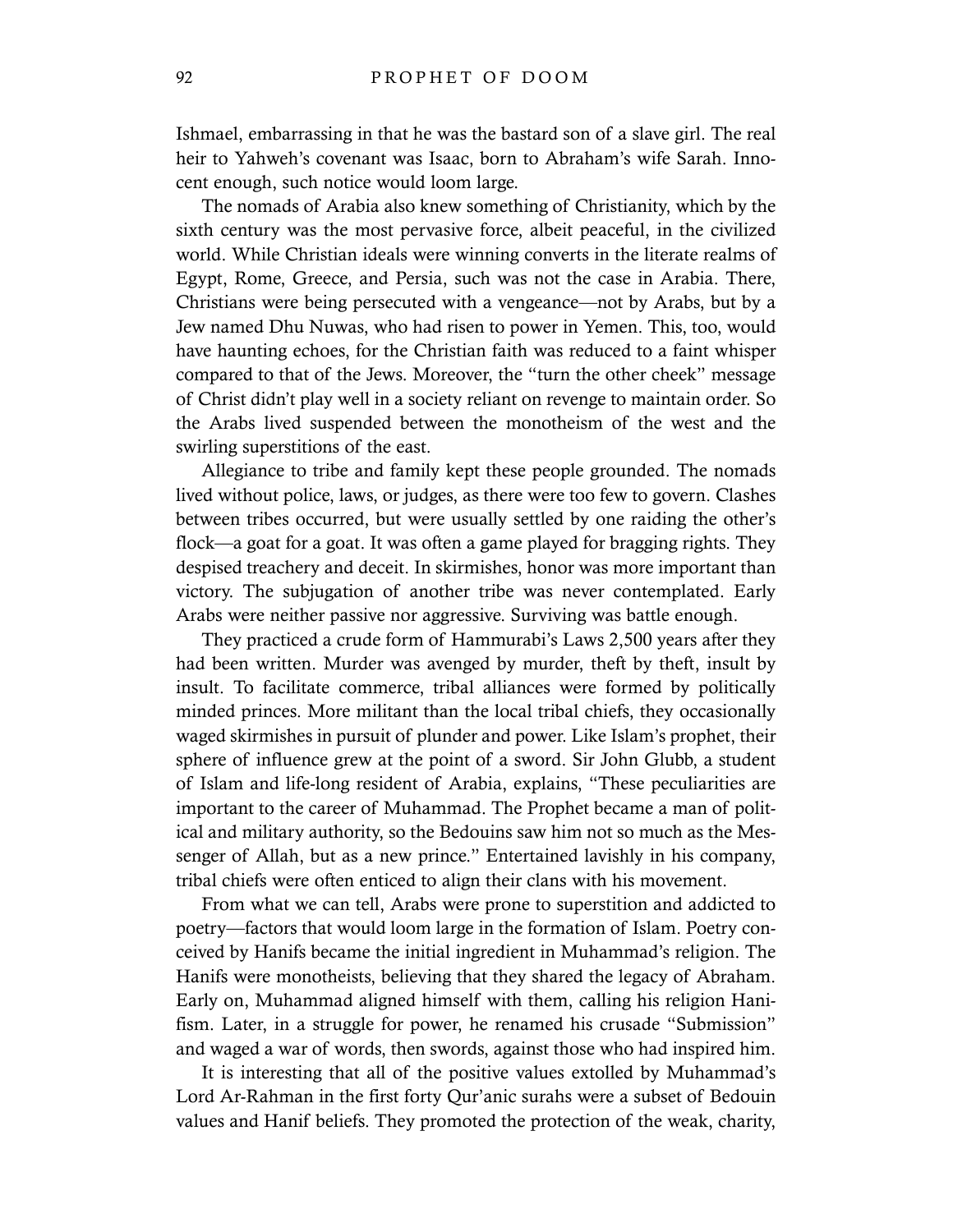Ishmael, embarrassing in that he was the bastard son of a slave girl. The real heir to Yahweh's covenant was Isaac, born to Abraham's wife Sarah. Innocent enough, such notice would loom large.

The nomads of Arabia also knew something of Christianity, which by the sixth century was the most pervasive force, albeit peaceful, in the civilized world. While Christian ideals were winning converts in the literate realms of Egypt, Rome, Greece, and Persia, such was not the case in Arabia. There, Christians were being persecuted with a vengeance—not by Arabs, but by a Jew named Dhu Nuwas, who had risen to power in Yemen. This, too, would have haunting echoes, for the Christian faith was reduced to a faint whisper compared to that of the Jews. Moreover, the "turn the other cheek" message of Christ didn't play well in a society reliant on revenge to maintain order. So the Arabs lived suspended between the monotheism of the west and the swirling superstitions of the east.

Allegiance to tribe and family kept these people grounded. The nomads lived without police, laws, or judges, as there were too few to govern. Clashes between tribes occurred, but were usually settled by one raiding the other's flock—a goat for a goat. It was often a game played for bragging rights. They despised treachery and deceit. In skirmishes, honor was more important than victory. The subjugation of another tribe was never contemplated. Early Arabs were neither passive nor aggressive. Surviving was battle enough.

They practiced a crude form of Hammurabi's Laws 2,500 years after they had been written. Murder was avenged by murder, theft by theft, insult by insult. To facilitate commerce, tribal alliances were formed by politically minded princes. More militant than the local tribal chiefs, they occasionally waged skirmishes in pursuit of plunder and power. Like Islam's prophet, their sphere of influence grew at the point of a sword. Sir John Glubb, a student of Islam and life-long resident of Arabia, explains, "These peculiarities are important to the career of Muhammad. The Prophet became a man of political and military authority, so the Bedouins saw him not so much as the Messenger of Allah, but as a new prince." Entertained lavishly in his company, tribal chiefs were often enticed to align their clans with his movement.

From what we can tell, Arabs were prone to superstition and addicted to poetry—factors that would loom large in the formation of Islam. Poetry conceived by Hanifs became the initial ingredient in Muhammad's religion. The Hanifs were monotheists, believing that they shared the legacy of Abraham. Early on, Muhammad aligned himself with them, calling his religion Hanifism. Later, in a struggle for power, he renamed his crusade "Submission" and waged a war of words, then swords, against those who had inspired him.

It is interesting that all of the positive values extolled by Muhammad's Lord Ar-Rahman in the first forty Qur'anic surahs were a subset of Bedouin values and Hanif beliefs. They promoted the protection of the weak, charity,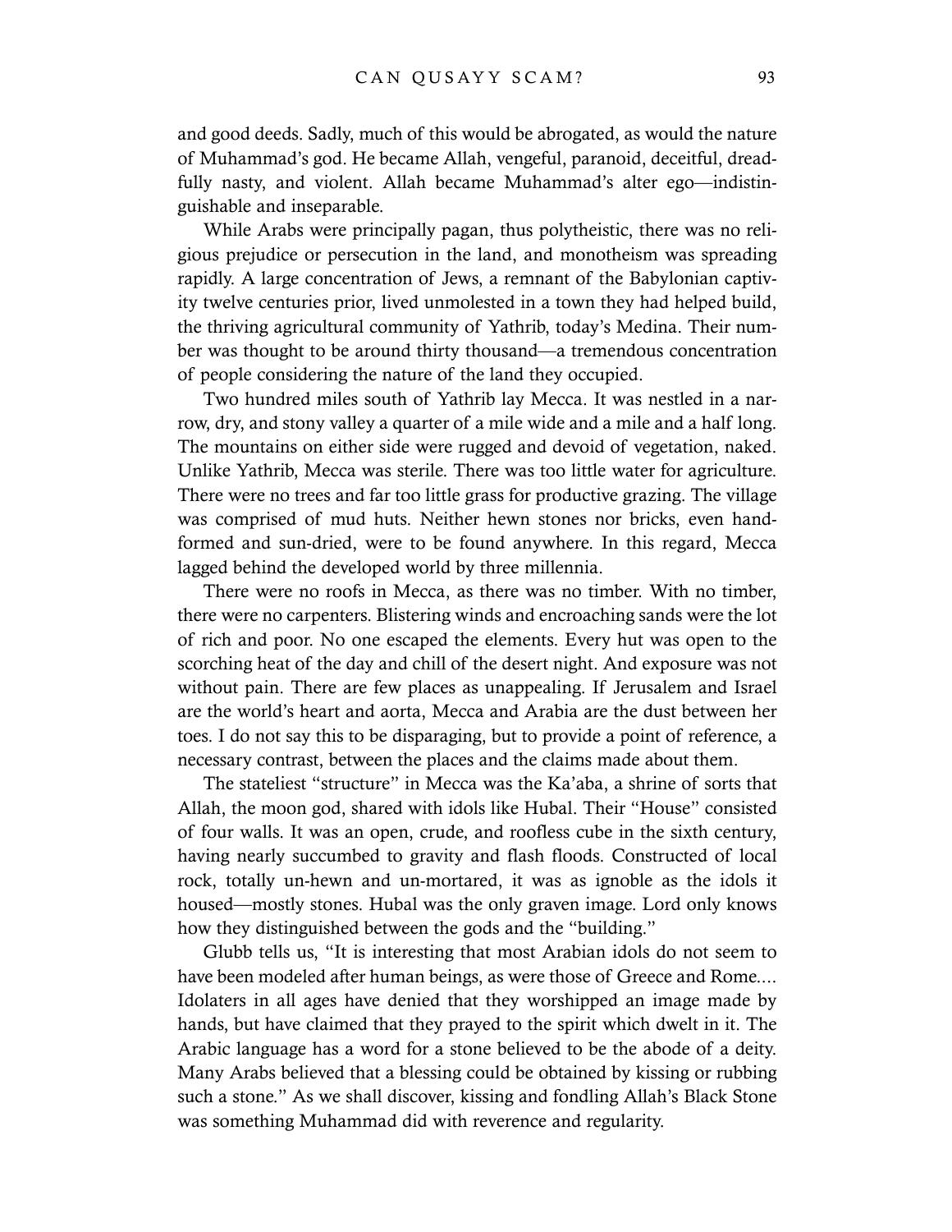and good deeds. Sadly, much of this would be abrogated, as would the nature of Muhammad's god. He became Allah, vengeful, paranoid, deceitful, dreadfully nasty, and violent. Allah became Muhammad's alter ego—indistinguishable and inseparable.

While Arabs were principally pagan, thus polytheistic, there was no religious prejudice or persecution in the land, and monotheism was spreading rapidly. A large concentration of Jews, a remnant of the Babylonian captivity twelve centuries prior, lived unmolested in a town they had helped build, the thriving agricultural community of Yathrib, today's Medina. Their number was thought to be around thirty thousand—a tremendous concentration of people considering the nature of the land they occupied.

Two hundred miles south of Yathrib lay Mecca. It was nestled in a narrow, dry, and stony valley a quarter of a mile wide and a mile and a half long. The mountains on either side were rugged and devoid of vegetation, naked. Unlike Yathrib, Mecca was sterile. There was too little water for agriculture. There were no trees and far too little grass for productive grazing. The village was comprised of mud huts. Neither hewn stones nor bricks, even hand-formed and sun-dried, were to be found anywhere. In this regard, Mecca lagged behind the developed world by three millennia.

There were no roofs in Mecca, as there was no timber. With no timber, there were no carpenters. Blistering winds and encroaching sands were the lot of rich and poor. No one escaped the elements. Every hut was open to the scorching heat of the day and chill of the desert night. And exposure was not without pain. There are few places as unappealing. If Jerusalem and Israel are the world's heart and aorta, Mecca and Arabia are the dust between her toes. I do not say this to be disparaging, but to provide a point of reference, a necessary contrast, between the places and the claims made about them.

The stateliest "structure" in Mecca was the Ka'aba, a shrine of sorts that Allah, the moon god, shared with idols like Hubal. Their "House" consisted of four walls. It was an open, crude, and roofless cube in the sixth century, having nearly succumbed to gravity and flash floods. Constructed of local rock, totally un-hewn and un-mortared, it was as ignoble as the idols it housed—mostly stones. Hubal was the only graven image. Lord only knows how they distinguished between the gods and the "building."

Glubb tells us, "It is interesting that most Arabian idols do not seem to have been modeled after human beings, as were those of Greece and Rome.... Idolaters in all ages have denied that they worshipped an image made by hands, but have claimed that they prayed to the spirit which dwelt in it. The Arabic language has a word for a stone believed to be the abode of a deity. Many Arabs believed that a blessing could be obtained by kissing or rubbing such a stone." As we shall discover, kissing and fondling Allah's Black Stone was something Muhammad did with reverence and regularity.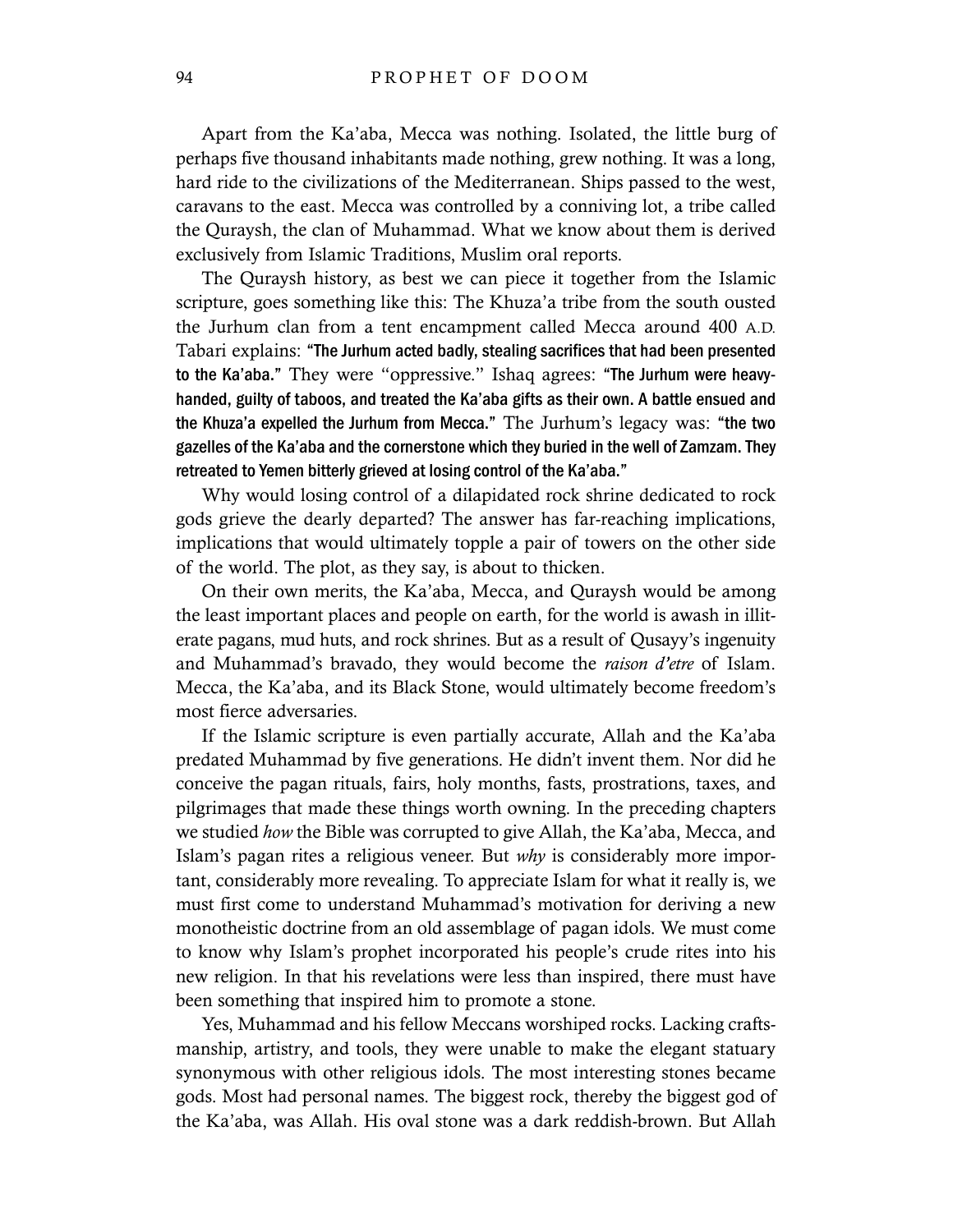Apart from the Ka'aba, Mecca was nothing. Isolated, the little burg of perhaps five thousand inhabitants made nothing, grew nothing. It was a long, hard ride to the civilizations of the Mediterranean. Ships passed to the west, caravans to the east. Mecca was controlled by a conniving lot, a tribe called the Quraysh, the clan of Muhammad. What we know about them is derived exclusively from Islamic Traditions, Muslim oral reports.

The Quraysh history, as best we can piece it together from the Islamic scripture, goes something like this: The Khuza'a tribe from the south ousted the Jurhum clan from a tent encampment called Mecca around 400 A.D. Tabari explains: **"The Jurhum acted badly, stealing sacrifices that had been presented to the Ka'aba."** They were "oppressive." Ishaq agrees: **"The Jurhum were heavy-handed, guilty of taboos, and treated the Ka'aba gifts as their own. A battle ensued and the Khuza'a expelled the Jurhum from Mecca."** The Jurhum's legacy was: **"the two gazelles of the Ka'aba and the cornerstone which they buried in the well of Zamzam. They retreated to Yemen bitterly grieved at losing control of the Ka'aba."**

Why would losing control of a dilapidated rock shrine dedicated to rock gods grieve the dearly departed? The answer has far-reaching implications, implications that would ultimately topple a pair of towers on the other side of the world. The plot, as they say, is about to thicken.

On their own merits, the Ka'aba, Mecca, and Quraysh would be among the least important places and people on earth, for the world is awash in illiterate pagans, mud huts, and rock shrines. But as a result of Qusayy's ingenuity and Muhammad's bravado, they would become the *raison d'etre* of Islam. Mecca, the Ka'aba, and its Black Stone, would ultimately become freedom's most fierce adversaries.

If the Islamic scripture is even partially accurate, Allah and the Ka'aba predated Muhammad by five generations. He didn't invent them. Nor did he conceive the pagan rituals, fairs, holy months, fasts, prostrations, taxes, and pilgrimages that made these things worth owning. In the preceding chapters we studied *how* the Bible was corrupted to give Allah, the Ka'aba, Mecca, and Islam's pagan rites a religious veneer. But *why* is considerably more important, considerably more revealing. To appreciate Islam for what it really is, we must first come to understand Muhammad's motivation for deriving a new monotheistic doctrine from an old assemblage of pagan idols. We must come to know why Islam's prophet incorporated his people's crude rites into his new religion. In that his revelations were less than inspired, there must have been something that inspired him to promote a stone.

Yes, Muhammad and his fellow Meccans worshiped rocks. Lacking craftsmanship, artistry, and tools, they were unable to make the elegant statuary synonymous with other religious idols. The most interesting stones became gods. Most had personal names. The biggest rock, thereby the biggest god of the Ka'aba, was Allah. His oval stone was a dark reddish-brown. But Allah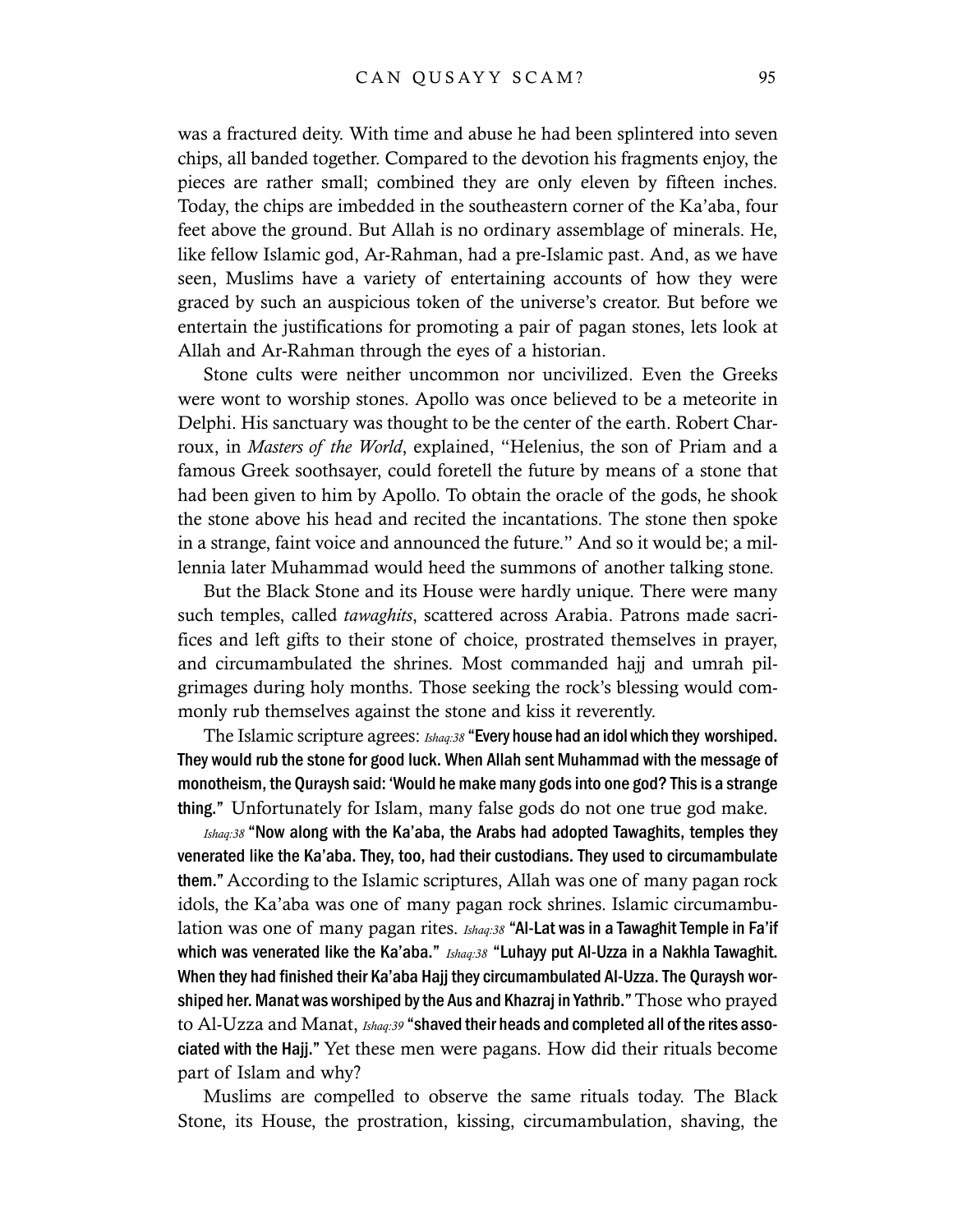was a fractured deity. With time and abuse he had been splintered into seven chips, all banded together. Compared to the devotion his fragments enjoy, the pieces are rather small; combined they are only eleven by fifteen inches. Today, the chips are imbedded in the southeastern corner of the Ka'aba, four feet above the ground. But Allah is no ordinary assemblage of minerals. He, like fellow Islamic god, Ar-Rahman, had a pre-Islamic past. And, as we have seen, Muslims have a variety of entertaining accounts of how they were graced by such an auspicious token of the universe's creator. But before we entertain the justifications for promoting a pair of pagan stones, lets look at Allah and Ar-Rahman through the eyes of a historian.

Stone cults were neither uncommon nor uncivilized. Even the Greeks were wont to worship stones. Apollo was once believed to be a meteorite in Delphi. His sanctuary was thought to be the center of the earth. Robert Charroux, in *Masters of the World*, explained, "Helenius, the son of Priam and a famous Greek soothsayer, could foretell the future by means of a stone that had been given to him by Apollo. To obtain the oracle of the gods, he shook the stone above his head and recited the incantations. The stone then spoke in a strange, faint voice and announced the future." And so it would be; a millennia later Muhammad would heed the summons of another talking stone.

But the Black Stone and its House were hardly unique. There were many such temples, called *tawaghits*, scattered across Arabia. Patrons made sacrifices and left gifts to their stone of choice, prostrated themselves in prayer, and circumambulated the shrines. Most commanded hajj and umrah pilgrimages during holy months. Those seeking the rock's blessing would commonly rub themselves against the stone and kiss it reverently.

The Islamic scripture agrees: *Ishaq:38* **"Every house had an idol which they worshiped. They would rub the stone for good luck. When Allah sent Muhammad with the message of monotheism, the Quraysh said: 'Would he make many gods into one god? This is a strange thing."** Unfortunately for Islam, many false gods do not one true god make.

*Ishaq:38* **"Now along with the Ka'aba, the Arabs had adopted Tawaghits, temples they venerated like the Ka'aba. They, too, had their custodians. They used to circumambulate them."** According to the Islamic scriptures, Allah was one of many pagan rock idols, the Ka'aba was one of many pagan rock shrines. Islamic circumambulation was one of many pagan rites. *Ishaq:38* **"Al-Lat was in a Tawaghit Temple in Fa'if which was venerated like the Ka'aba."** *Ishaq:38* **"Luhayy put Al-Uzza in a Nakhla Tawaghit. When they had finished their Ka'aba Hajj they circumambulated Al-Uzza. The Quraysh worshiped her. Manat was worshiped by the Aus and Khazraj in Yathrib."** Those who prayed to Al-Uzza and Manat, *Ishaq:39* **"shaved their heads and completed all of the rites associated with the Hajj."** Yet these men were pagans. How did their rituals become part of Islam and why?

Muslims are compelled to observe the same rituals today. The Black Stone, its House, the prostration, kissing, circumambulation, shaving, the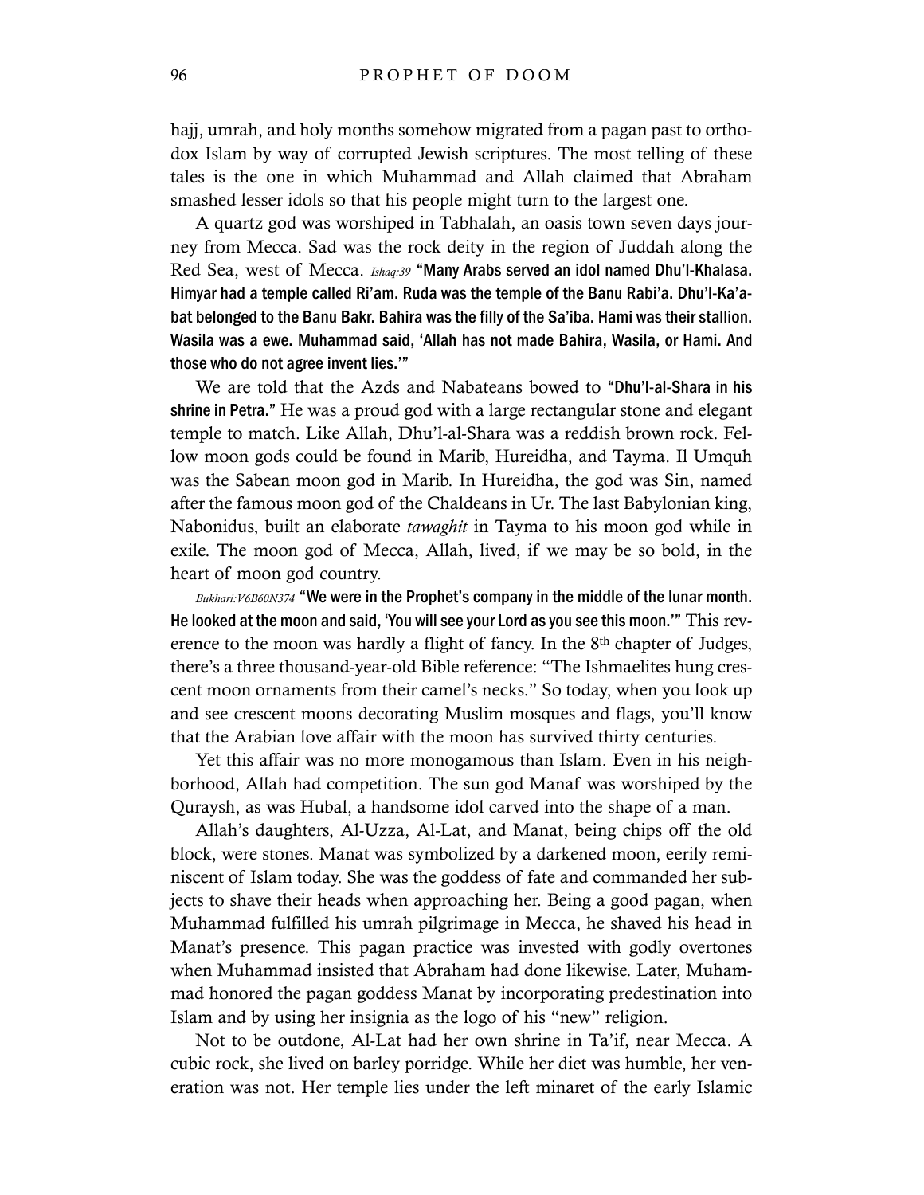hajj, umrah, and holy months somehow migrated from a pagan past to orthodox Islam by way of corrupted Jewish scriptures. The most telling of these tales is the one in which Muhammad and Allah claimed that Abraham smashed lesser idols so that his people might turn to the largest one.

A quartz god was worshiped in Tabhalah, an oasis town seven days journey from Mecca. Sad was the rock deity in the region of Juddah along the Red Sea, west of Mecca. *Ishaq:39* **"Many Arabs served an idol named Dhu'l-Khalasa. Himyar had a temple called Ri'am. Ruda was the temple of the Banu Rabi'a. Dhu'l-Ka'abat belonged to the Banu Bakr. Bahira was the filly of the Sa'iba. Hami was their stallion. Wasila was a ewe. Muhammad said, 'Allah has not made Bahira, Wasila, or Hami. And those who do not agree invent lies.'"**

We are told that the Azds and Nabateans bowed to **"Dhu'l-al-Shara in his shrine in Petra."** He was a proud god with a large rectangular stone and elegant temple to match. Like Allah, Dhu'l-al-Shara was a reddish brown rock. Fellow moon gods could be found in Marib, Hureidha, and Tayma. Il Umquh was the Sabean moon god in Marib. In Hureidha, the god was Sin, named after the famous moon god of the Chaldeans in Ur. The last Babylonian king, Nabonidus, built an elaborate *tawaghit* in Tayma to his moon god while in exile. The moon god of Mecca, Allah, lived, if we may be so bold, in the heart of moon god country.

*Bukhari:V6B60N374* **"We were in the Prophet's company in the middle of the lunar month. He looked at the moon and said, 'You will see your Lord as you see this moon.'"** This reverence to the moon was hardly a flight of fancy. In the 8th chapter of Judges, there's a three thousand-year-old Bible reference: "The Ishmaelites hung crescent moon ornaments from their camel's necks." So today, when you look up and see crescent moons decorating Muslim mosques and flags, you'll know that the Arabian love affair with the moon has survived thirty centuries.

Yet this affair was no more monogamous than Islam. Even in his neighborhood, Allah had competition. The sun god Manaf was worshiped by the Quraysh, as was Hubal, a handsome idol carved into the shape of a man.

Allah's daughters, Al-Uzza, Al-Lat, and Manat, being chips off the old block, were stones. Manat was symbolized by a darkened moon, eerily reminiscent of Islam today. She was the goddess of fate and commanded her subjects to shave their heads when approaching her. Being a good pagan, when Muhammad fulfilled his umrah pilgrimage in Mecca, he shaved his head in Manat's presence. This pagan practice was invested with godly overtones when Muhammad insisted that Abraham had done likewise. Later, Muhammad honored the pagan goddess Manat by incorporating predestination into Islam and by using her insignia as the logo of his "new" religion.

Not to be outdone, Al-Lat had her own shrine in Ta'if, near Mecca. A cubic rock, she lived on barley porridge. While her diet was humble, her veneration was not. Her temple lies under the left minaret of the early Islamic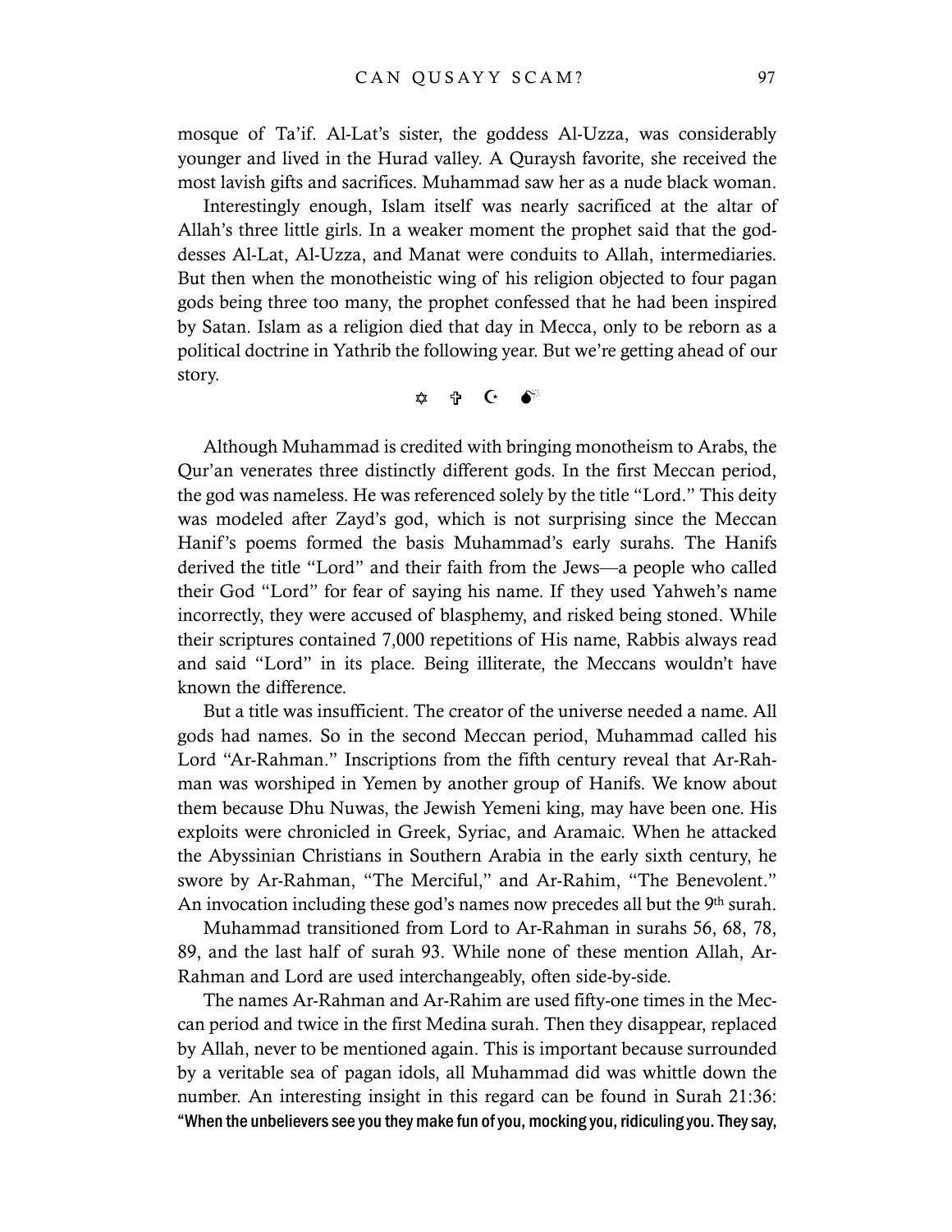mosque of Ta'if. Al-Lat's sister, the goddess Al-Uzza, was considerably younger and lived in the Hurad valley. A Quraysh favorite, she received the most lavish gifts and sacrifices. Muhammad saw her as a nude black woman.

Interestingly enough, Islam itself was nearly sacrificed at the altar of Allah's three little girls. In a weaker moment the prophet said that the goddesses Al-Lat, Al-Uzza, and Manat were conduits to Allah, intermediaries. But then when the monotheistic wing of his religion objected to four pagan gods being three too many, the prophet confessed that he had been inspired by Satan. Islam as a religion died that day in Mecca, only to be reborn as a political doctrine in Yathrib the following year. But we're getting ahead of our story.

✡ ✞ ☪ 💣

Although Muhammad is credited with bringing monotheism to Arabs, the Qur'an venerates three distinctly different gods. In the first Meccan period, the god was nameless. He was referenced solely by the title "Lord." This deity was modeled after Zayd's god, which is not surprising since the Meccan Hanif's poems formed the basis Muhammad's early surahs. The Hanifs derived the title "Lord" and their faith from the Jews—a people who called their God "Lord" for fear of saying his name. If they used Yahweh's name incorrectly, they were accused of blasphemy, and risked being stoned. While their scriptures contained 7,000 repetitions of His name, Rabbis always read and said "Lord" in its place. Being illiterate, the Meccans wouldn't have known the difference.

But a title was insufficient. The creator of the universe needed a name. All gods had names. So in the second Meccan period, Muhammad called his Lord "Ar-Rahman." Inscriptions from the fifth century reveal that Ar-Rahman was worshiped in Yemen by another group of Hanifs. We know about them because Dhu Nuwas, the Jewish Yemeni king, may have been one. His exploits were chronicled in Greek, Syriac, and Aramaic. When he attacked the Abyssinian Christians in Southern Arabia in the early sixth century, he swore by Ar-Rahman, "The Merciful," and Ar-Rahim, "The Benevolent." An invocation including these god's names now precedes all but the 9th surah.

Muhammad transitioned from Lord to Ar-Rahman in surahs 56, 68, 78, 89, and the last half of surah 93. While none of these mention Allah, Ar-Rahman and Lord are used interchangeably, often side-by-side.

The names Ar-Rahman and Ar-Rahim are used fifty-one times in the Meccan period and twice in the first Medina surah. Then they disappear, replaced by Allah, never to be mentioned again. This is important because surrounded by a veritable sea of pagan idols, all Muhammad did was whittle down the number. An interesting insight in this regard can be found in Surah 21:36: **"When the unbelievers see you they make fun of you, mocking you, ridiculing you. They say,**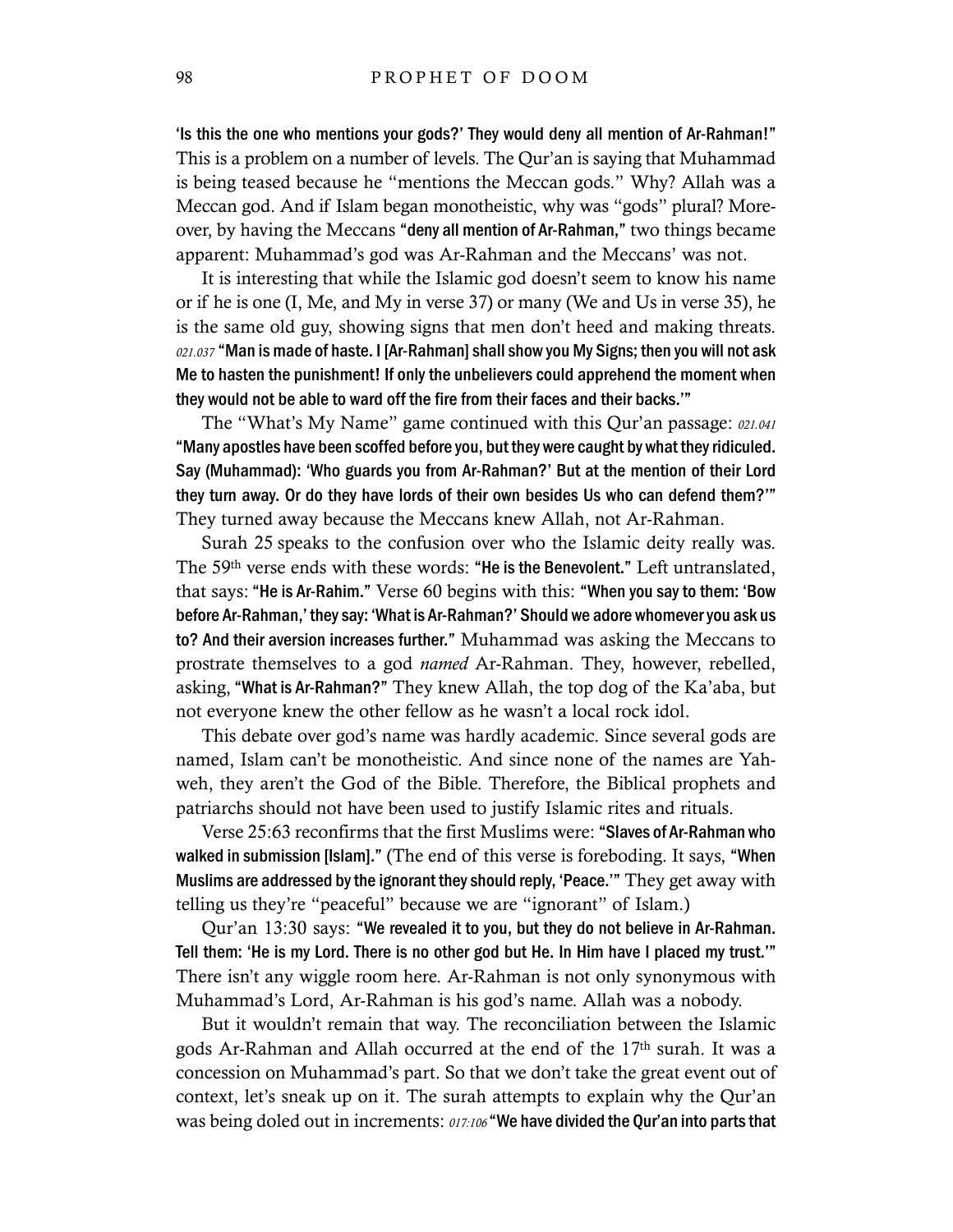**'Is this the one who mentions your gods?' They would deny all mention of Ar-Rahman!"** This is a problem on a number of levels. The Qur'an is saying that Muhammad is being teased because he "mentions the Meccan gods." Why? Allah was a Meccan god. And if Islam began monotheistic, why was "gods" plural? Moreover, by having the Meccans **"deny all mention of Ar-Rahman,"** two things became apparent: Muhammad's god was Ar-Rahman and the Meccans' was not.

It is interesting that while the Islamic god doesn't seem to know his name or if he is one (I, Me, and My in verse 37) or many (We and Us in verse 35), he is the same old guy, showing signs that men don't heed and making threats. *021.037* **"Man is made of haste. I [Ar-Rahman] shall show you My Signs; then you will not ask Me to hasten the punishment! If only the unbelievers could apprehend the moment when they would not be able to ward off the fire from their faces and their backs.'"**

The "What's My Name" game continued with this Qur'an passage: *021.041* **"Many apostles have been scoffed before you, but they were caught by what they ridiculed. Say (Muhammad): 'Who guards you from Ar-Rahman?' But at the mention of their Lord they turn away. Or do they have lords of their own besides Us who can defend them?'"** They turned away because the Meccans knew Allah, not Ar-Rahman.

Surah 25 speaks to the confusion over who the Islamic deity really was. The 59th verse ends with these words: **"He is the Benevolent."** Left untranslated, that says: **"He is Ar-Rahim."** Verse 60 begins with this: **"When you say to them: 'Bow before Ar-Rahman,' they say: 'What is Ar-Rahman?' Should we adore whomever you ask us to? And their aversion increases further."** Muhammad was asking the Meccans to prostrate themselves to a god *named* Ar-Rahman. They, however, rebelled, asking, **"What is Ar-Rahman?"** They knew Allah, the top dog of the Ka'aba, but not everyone knew the other fellow as he wasn't a local rock idol.

This debate over god's name was hardly academic. Since several gods are named, Islam can't be monotheistic. And since none of the names are Yahweh, they aren't the God of the Bible. Therefore, the Biblical prophets and patriarchs should not have been used to justify Islamic rites and rituals.

Verse 25:63 reconfirms that the first Muslims were: **"Slaves of Ar-Rahman who walked in submission [Islam]."** (The end of this verse is foreboding. It says, **"When Muslims are addressed by the ignorant they should reply, 'Peace.'"** They get away with telling us they're "peaceful" because we are "ignorant" of Islam.)

Qur'an 13:30 says: **"We revealed it to you, but they do not believe in Ar-Rahman. Tell them: 'He is my Lord. There is no other god but He. In Him have I placed my trust.'"** There isn't any wiggle room here. Ar-Rahman is not only synonymous with Muhammad's Lord, Ar-Rahman is his god's name. Allah was a nobody.

But it wouldn't remain that way. The reconciliation between the Islamic gods Ar-Rahman and Allah occurred at the end of the 17th surah. It was a concession on Muhammad's part. So that we don't take the great event out of context, let's sneak up on it. The surah attempts to explain why the Qur'an was being doled out in increments: *017:106* **"We have divided the Qur'an into parts that**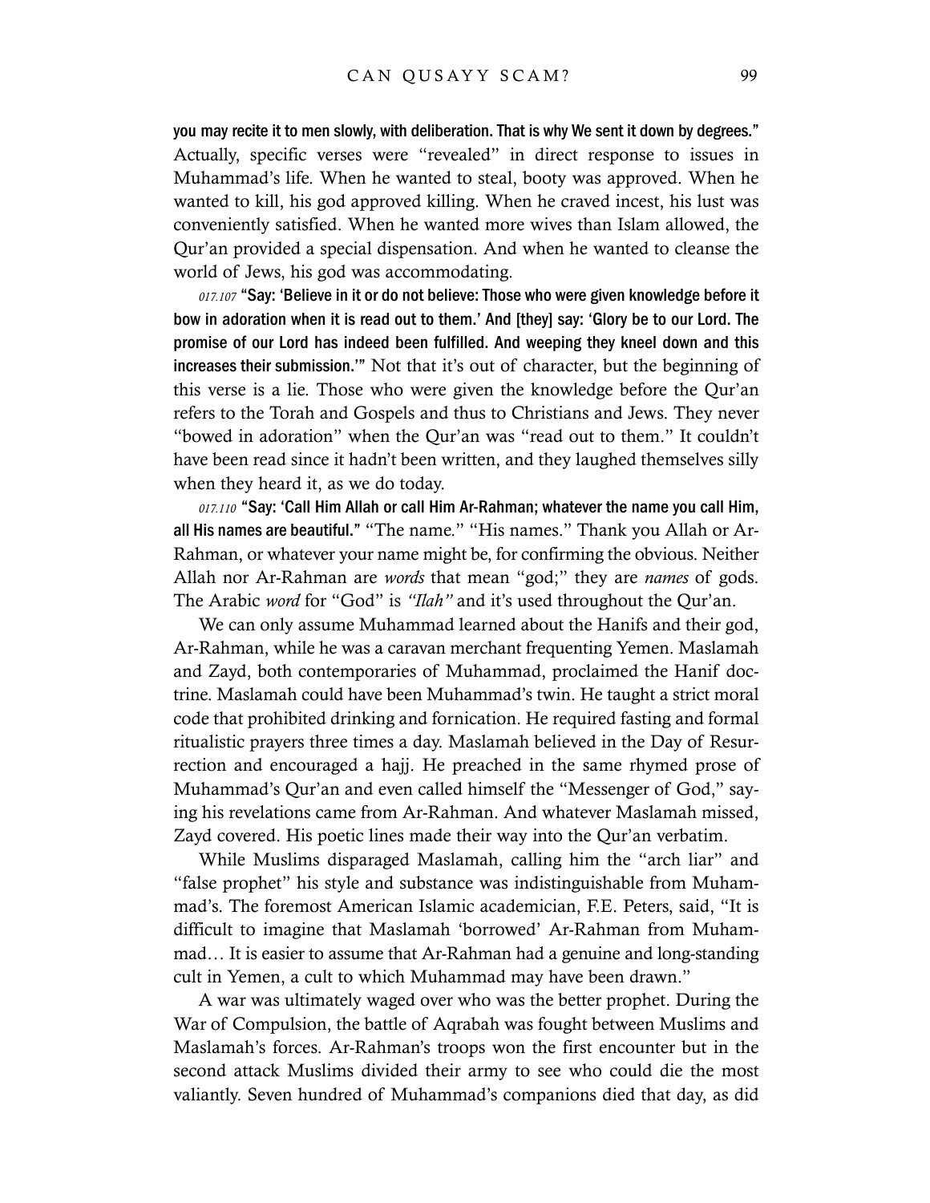**you may recite it to men slowly, with deliberation. That is why We sent it down by degrees."** Actually, specific verses were "revealed" in direct response to issues in Muhammad's life. When he wanted to steal, booty was approved. When he wanted to kill, his god approved killing. When he craved incest, his lust was conveniently satisfied. When he wanted more wives than Islam allowed, the Qur'an provided a special dispensation. And when he wanted to cleanse the world of Jews, his god was accommodating.

*017.107* **"Say: 'Believe in it or do not believe: Those who were given knowledge before it bow in adoration when it is read out to them.' And [they] say: 'Glory be to our Lord. The promise of our Lord has indeed been fulfilled. And weeping they kneel down and this increases their submission.'"** Not that it's out of character, but the beginning of this verse is a lie. Those who were given the knowledge before the Qur'an refers to the Torah and Gospels and thus to Christians and Jews. They never "bowed in adoration" when the Qur'an was "read out to them." It couldn't have been read since it hadn't been written, and they laughed themselves silly when they heard it, as we do today.

*017.110* **"Say: 'Call Him Allah or call Him Ar-Rahman; whatever the name you call Him, all His names are beautiful."** "The name." "His names." Thank you Allah or Ar-Rahman, or whatever your name might be, for confirming the obvious. Neither Allah nor Ar-Rahman are *words* that mean "god;" they are *names* of gods. The Arabic *word* for "God" is *"Ilah"* and it's used throughout the Qur'an.

We can only assume Muhammad learned about the Hanifs and their god, Ar-Rahman, while he was a caravan merchant frequenting Yemen. Maslamah and Zayd, both contemporaries of Muhammad, proclaimed the Hanif doctrine. Maslamah could have been Muhammad's twin. He taught a strict moral code that prohibited drinking and fornication. He required fasting and formal ritualistic prayers three times a day. Maslamah believed in the Day of Resurrection and encouraged a hajj. He preached in the same rhymed prose of Muhammad's Qur'an and even called himself the "Messenger of God," saying his revelations came from Ar-Rahman. And whatever Maslamah missed, Zayd covered. His poetic lines made their way into the Qur'an verbatim.

While Muslims disparaged Maslamah, calling him the "arch liar" and "false prophet" his style and substance was indistinguishable from Muhammad's. The foremost American Islamic academician, F.E. Peters, said, "It is difficult to imagine that Maslamah 'borrowed' Ar-Rahman from Muhammad… It is easier to assume that Ar-Rahman had a genuine and long-standing cult in Yemen, a cult to which Muhammad may have been drawn."

A war was ultimately waged over who was the better prophet. During the War of Compulsion, the battle of Aqrabah was fought between Muslims and Maslamah's forces. Ar-Rahman's troops won the first encounter but in the second attack Muslims divided their army to see who could die the most valiantly. Seven hundred of Muhammad's companions died that day, as did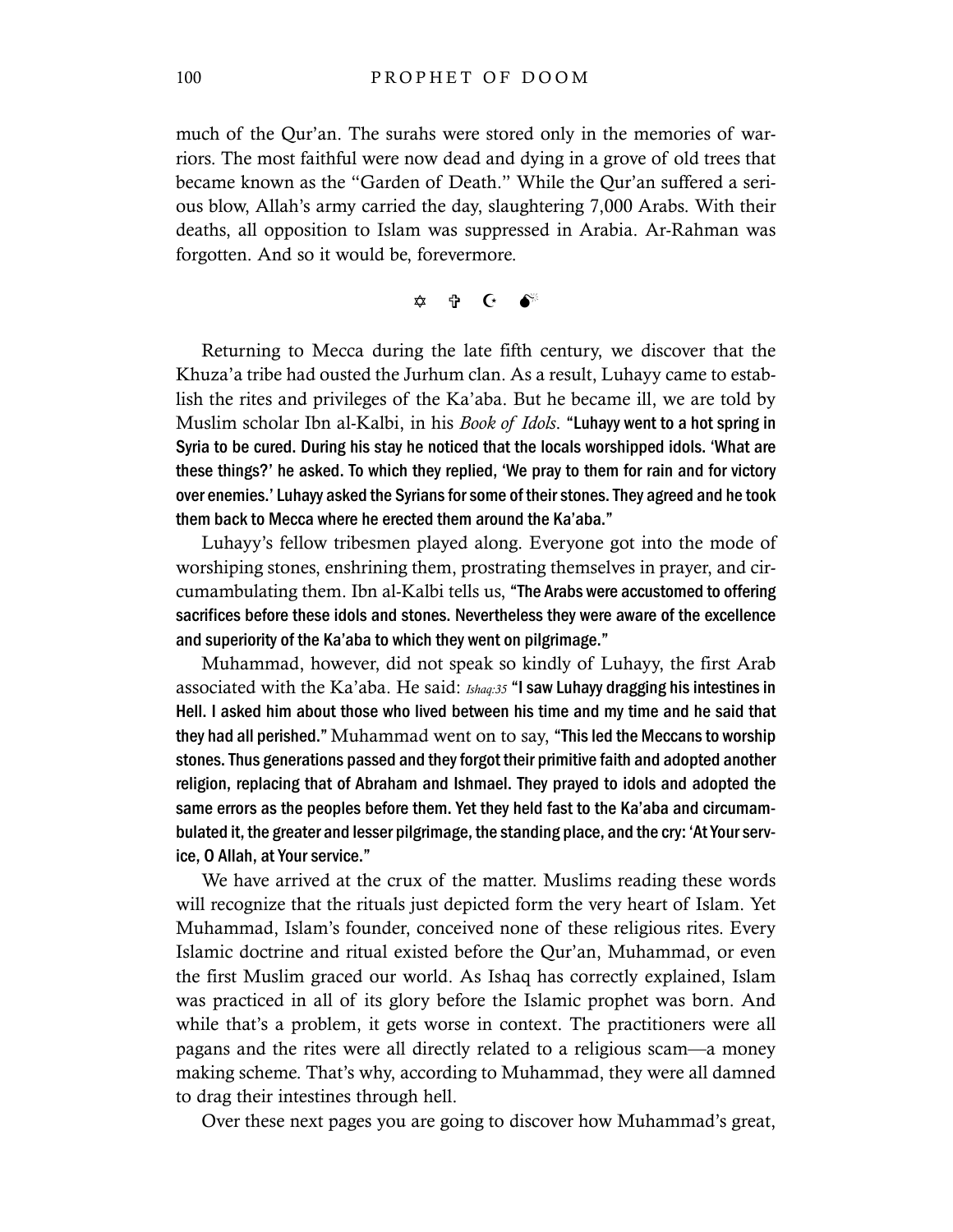much of the Qur'an. The surahs were stored only in the memories of warriors. The most faithful were now dead and dying in a grove of old trees that became known as the "Garden of Death." While the Qur'an suffered a serious blow, Allah's army carried the day, slaughtering 7,000 Arabs. With their deaths, all opposition to Islam was suppressed in Arabia. Ar-Rahman was forgotten. And so it would be, forevermore.

✡ ✞ ☪ 💣

Returning to Mecca during the late fifth century, we discover that the Khuza'a tribe had ousted the Jurhum clan. As a result, Luhayy came to establish the rites and privileges of the Ka'aba. But he became ill, we are told by Muslim scholar Ibn al-Kalbi, in his *Book of Idols*. **"Luhayy went to a hot spring in Syria to be cured. During his stay he noticed that the locals worshipped idols. 'What are these things?' he asked. To which they replied, 'We pray to them for rain and for victory over enemies.' Luhayy asked the Syrians for some of their stones. They agreed and he took them back to Mecca where he erected them around the Ka'aba."**

Luhayy's fellow tribesmen played along. Everyone got into the mode of worshiping stones, enshrining them, prostrating themselves in prayer, and circumambulating them. Ibn al-Kalbi tells us, **"The Arabs were accustomed to offering sacrifices before these idols and stones. Nevertheless they were aware of the excellence and superiority of the Ka'aba to which they went on pilgrimage."**

Muhammad, however, did not speak so kindly of Luhayy, the first Arab associated with the Ka'aba. He said: *Ishaq:35* **"I saw Luhayy dragging his intestines in Hell. I asked him about those who lived between his time and my time and he said that they had all perished."** Muhammad went on to say, **"This led the Meccans to worship stones. Thus generations passed and they forgot their primitive faith and adopted another religion, replacing that of Abraham and Ishmael. They prayed to idols and adopted the same errors as the peoples before them. Yet they held fast to the Ka'aba and circumambulated it, the greater and lesser pilgrimage, the standing place, and the cry: 'At Your service, O Allah, at Your service."**

We have arrived at the crux of the matter. Muslims reading these words will recognize that the rituals just depicted form the very heart of Islam. Yet Muhammad, Islam's founder, conceived none of these religious rites. Every Islamic doctrine and ritual existed before the Qur'an, Muhammad, or even the first Muslim graced our world. As Ishaq has correctly explained, Islam was practiced in all of its glory before the Islamic prophet was born. And while that's a problem, it gets worse in context. The practitioners were all pagans and the rites were all directly related to a religious scam—a money making scheme. That's why, according to Muhammad, they were all damned to drag their intestines through hell.

Over these next pages you are going to discover how Muhammad's great,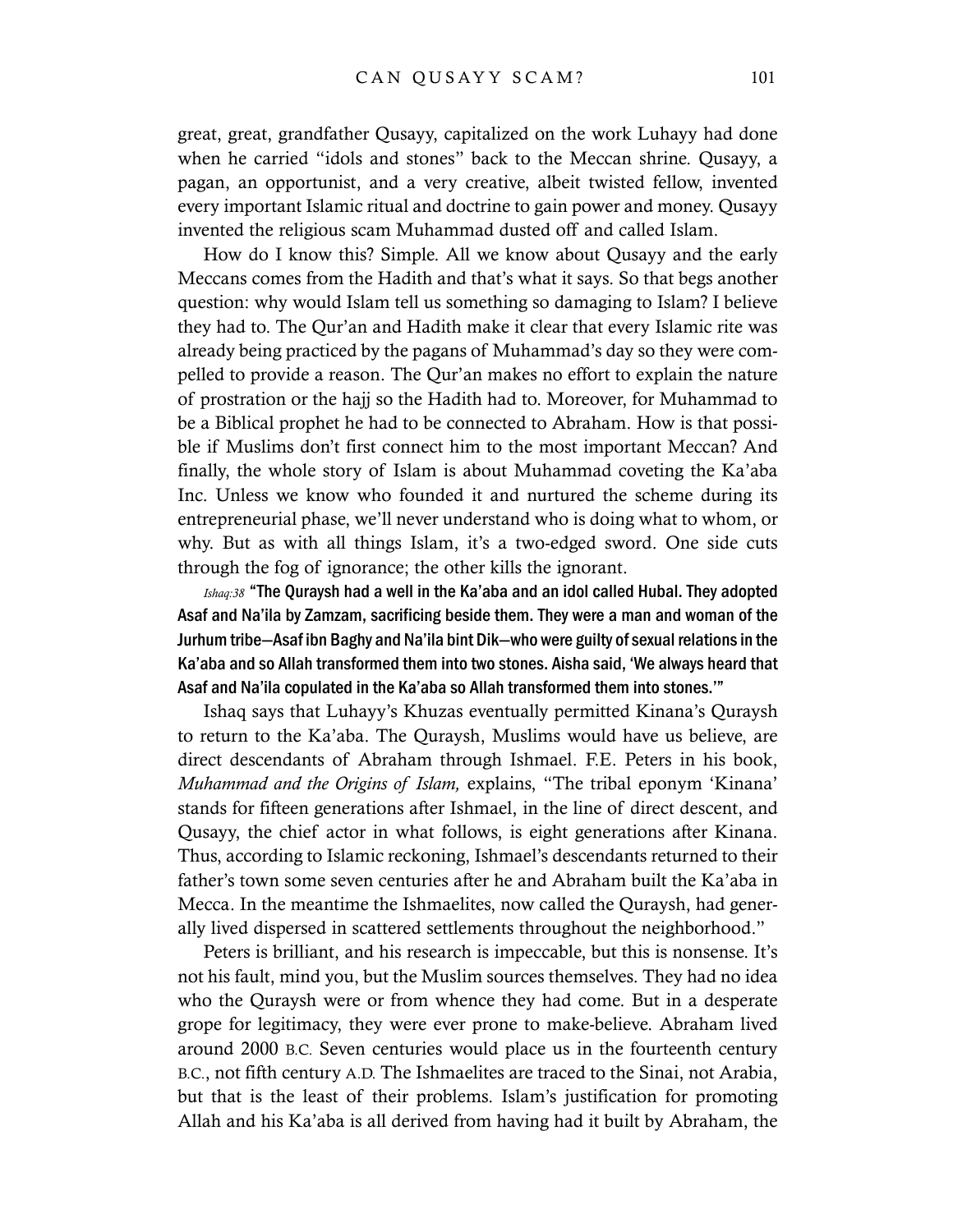great, great, grandfather Qusayy, capitalized on the work Luhayy had done when he carried "idols and stones" back to the Meccan shrine. Qusayy, a pagan, an opportunist, and a very creative, albeit twisted fellow, invented every important Islamic ritual and doctrine to gain power and money. Qusayy invented the religious scam Muhammad dusted off and called Islam.

How do I know this? Simple. All we know about Qusayy and the early Meccans comes from the Hadith and that's what it says. So that begs another question: why would Islam tell us something so damaging to Islam? I believe they had to. The Qur'an and Hadith make it clear that every Islamic rite was already being practiced by the pagans of Muhammad's day so they were compelled to provide a reason. The Qur'an makes no effort to explain the nature of prostration or the hajj so the Hadith had to. Moreover, for Muhammad to be a Biblical prophet he had to be connected to Abraham. How is that possible if Muslims don't first connect him to the most important Meccan? And finally, the whole story of Islam is about Muhammad coveting the Ka'aba Inc. Unless we know who founded it and nurtured the scheme during its entrepreneurial phase, we'll never understand who is doing what to whom, or why. But as with all things Islam, it's a two-edged sword. One side cuts through the fog of ignorance; the other kills the ignorant.

*Ishaq:38* **"The Quraysh had a well in the Ka'aba and an idol called Hubal. They adopted Asaf and Na'ila by Zamzam, sacrificing beside them. They were a man and woman of the Jurhum tribe—Asaf ibn Baghy and Na'ila bint Dik—who were guilty of sexual relations in the Ka'aba and so Allah transformed them into two stones. Aisha said, 'We always heard that Asaf and Na'ila copulated in the Ka'aba so Allah transformed them into stones.'"**

Ishaq says that Luhayy's Khuzas eventually permitted Kinana's Quraysh to return to the Ka'aba. The Quraysh, Muslims would have us believe, are direct descendants of Abraham through Ishmael. F.E. Peters in his book, *Muhammad and the Origins of Islam,* explains, "The tribal eponym 'Kinana' stands for fifteen generations after Ishmael, in the line of direct descent, and Qusayy, the chief actor in what follows, is eight generations after Kinana. Thus, according to Islamic reckoning, Ishmael's descendants returned to their father's town some seven centuries after he and Abraham built the Ka'aba in Mecca. In the meantime the Ishmaelites, now called the Quraysh, had generally lived dispersed in scattered settlements throughout the neighborhood."

Peters is brilliant, and his research is impeccable, but this is nonsense. It's not his fault, mind you, but the Muslim sources themselves. They had no idea who the Quraysh were or from whence they had come. But in a desperate grope for legitimacy, they were ever prone to make-believe. Abraham lived around 2000 B.C. Seven centuries would place us in the fourteenth century B.C., not fifth century A.D. The Ishmaelites are traced to the Sinai, not Arabia, but that is the least of their problems. Islam's justification for promoting Allah and his Ka'aba is all derived from having had it built by Abraham, the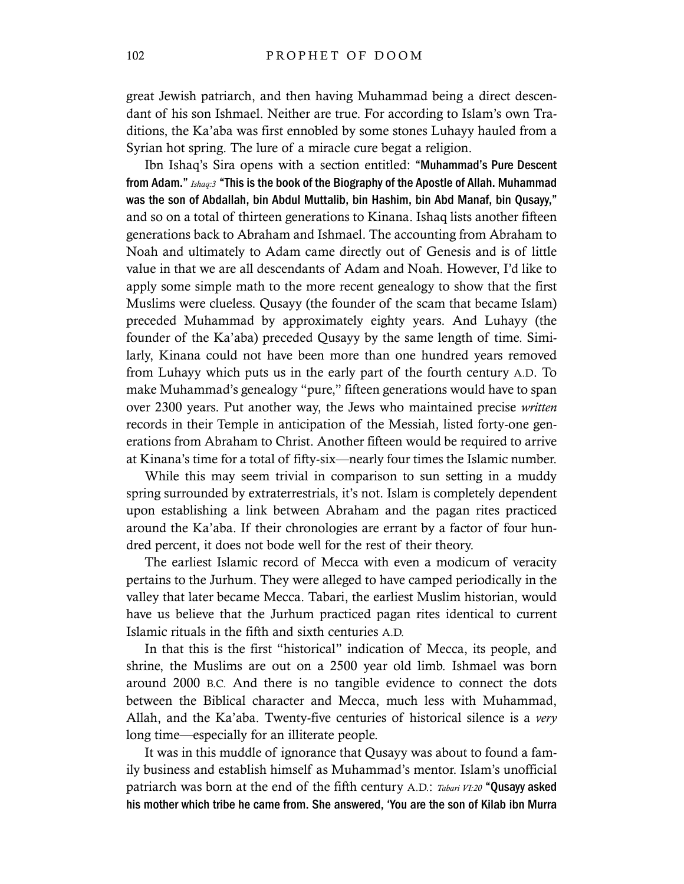great Jewish patriarch, and then having Muhammad being a direct descendant of his son Ishmael. Neither are true. For according to Islam's own Traditions, the Ka'aba was first ennobled by some stones Luhayy hauled from a Syrian hot spring. The lure of a miracle cure begat a religion.

Ibn Ishaq's Sira opens with a section entitled: **"Muhammad's Pure Descent from Adam."** *Ishaq:3* **"This is the book of the Biography of the Apostle of Allah. Muhammad was the son of Abdallah, bin Abdul Muttalib, bin Hashim, bin Abd Manaf, bin Qusayy,"** and so on a total of thirteen generations to Kinana. Ishaq lists another fifteen generations back to Abraham and Ishmael. The accounting from Abraham to Noah and ultimately to Adam came directly out of Genesis and is of little value in that we are all descendants of Adam and Noah. However, I'd like to apply some simple math to the more recent genealogy to show that the first Muslims were clueless. Qusayy (the founder of the scam that became Islam) preceded Muhammad by approximately eighty years. And Luhayy (the founder of the Ka'aba) preceded Qusayy by the same length of time. Similarly, Kinana could not have been more than one hundred years removed from Luhayy which puts us in the early part of the fourth century A.D. To make Muhammad's genealogy "pure," fifteen generations would have to span over 2300 years. Put another way, the Jews who maintained precise *written* records in their Temple in anticipation of the Messiah, listed forty-one generations from Abraham to Christ. Another fifteen would be required to arrive at Kinana's time for a total of fifty-six—nearly four times the Islamic number.

While this may seem trivial in comparison to sun setting in a muddy spring surrounded by extraterrestrials, it's not. Islam is completely dependent upon establishing a link between Abraham and the pagan rites practiced around the Ka'aba. If their chronologies are errant by a factor of four hundred percent, it does not bode well for the rest of their theory.

The earliest Islamic record of Mecca with even a modicum of veracity pertains to the Jurhum. They were alleged to have camped periodically in the valley that later became Mecca. Tabari, the earliest Muslim historian, would have us believe that the Jurhum practiced pagan rites identical to current Islamic rituals in the fifth and sixth centuries A.D.

In that this is the first "historical" indication of Mecca, its people, and shrine, the Muslims are out on a 2500 year old limb. Ishmael was born around 2000 B.C. And there is no tangible evidence to connect the dots between the Biblical character and Mecca, much less with Muhammad, Allah, and the Ka'aba. Twenty-five centuries of historical silence is a *very* long time—especially for an illiterate people.

It was in this muddle of ignorance that Qusayy was about to found a family business and establish himself as Muhammad's mentor. Islam's unofficial patriarch was born at the end of the fifth century A.D.: *Tabari VI:20* **"Qusayy asked his mother which tribe he came from. She answered, 'You are the son of Kilab ibn Murra**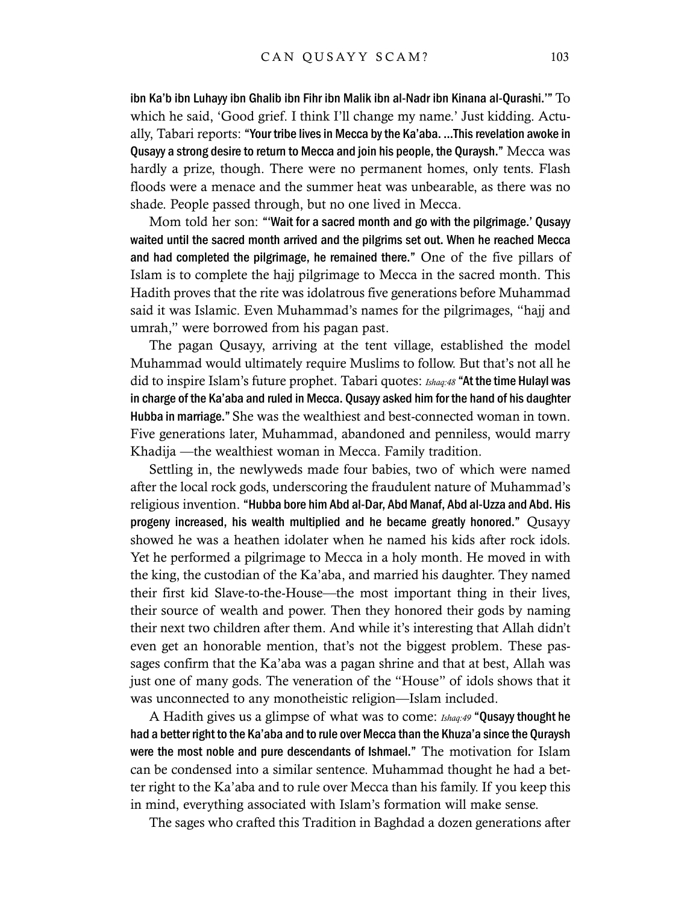**ibn Ka'b ibn Luhayy ibn Ghalib ibn Fihr ibn Malik ibn al-Nadr ibn Kinana al-Qurashi.'"** To which he said, 'Good grief. I think I'll change my name.' Just kidding. Actually, Tabari reports: **"Your tribe lives in Mecca by the Ka'aba. ...This revelation awoke in Qusayy a strong desire to return to Mecca and join his people, the Quraysh."** Mecca was hardly a prize, though. There were no permanent homes, only tents. Flash floods were a menace and the summer heat was unbearable, as there was no shade. People passed through, but no one lived in Mecca.

Mom told her son: **"'Wait for a sacred month and go with the pilgrimage.' Qusayy waited until the sacred month arrived and the pilgrims set out. When he reached Mecca and had completed the pilgrimage, he remained there."** One of the five pillars of Islam is to complete the hajj pilgrimage to Mecca in the sacred month. This Hadith proves that the rite was idolatrous five generations before Muhammad said it was Islamic. Even Muhammad's names for the pilgrimages, "hajj and umrah," were borrowed from his pagan past.

The pagan Qusayy, arriving at the tent village, established the model Muhammad would ultimately require Muslims to follow. But that's not all he did to inspire Islam's future prophet. Tabari quotes: *Ishaq:48* **"At the time Hulayl was in charge of the Ka'aba and ruled in Mecca. Qusayy asked him for the hand of his daughter Hubba in marriage."** She was the wealthiest and best-connected woman in town. Five generations later, Muhammad, abandoned and penniless, would marry Khadija —the wealthiest woman in Mecca. Family tradition.

Settling in, the newlyweds made four babies, two of which were named after the local rock gods, underscoring the fraudulent nature of Muhammad's religious invention. **"Hubba bore him Abd al-Dar, Abd Manaf, Abd al-Uzza and Abd. His progeny increased, his wealth multiplied and he became greatly honored."** Qusayy showed he was a heathen idolater when he named his kids after rock idols. Yet he performed a pilgrimage to Mecca in a holy month. He moved in with the king, the custodian of the Ka'aba, and married his daughter. They named their first kid Slave-to-the-House—the most important thing in their lives, their source of wealth and power. Then they honored their gods by naming their next two children after them. And while it's interesting that Allah didn't even get an honorable mention, that's not the biggest problem. These passages confirm that the Ka'aba was a pagan shrine and that at best, Allah was just one of many gods. The veneration of the "House" of idols shows that it was unconnected to any monotheistic religion—Islam included.

A Hadith gives us a glimpse of what was to come: *Ishaq:49* **"Qusayy thought he had a better right to the Ka'aba and to rule over Mecca than the Khuza'a since the Quraysh were the most noble and pure descendants of Ishmael."** The motivation for Islam can be condensed into a similar sentence. Muhammad thought he had a better right to the Ka'aba and to rule over Mecca than his family. If you keep this in mind, everything associated with Islam's formation will make sense.

The sages who crafted this Tradition in Baghdad a dozen generations after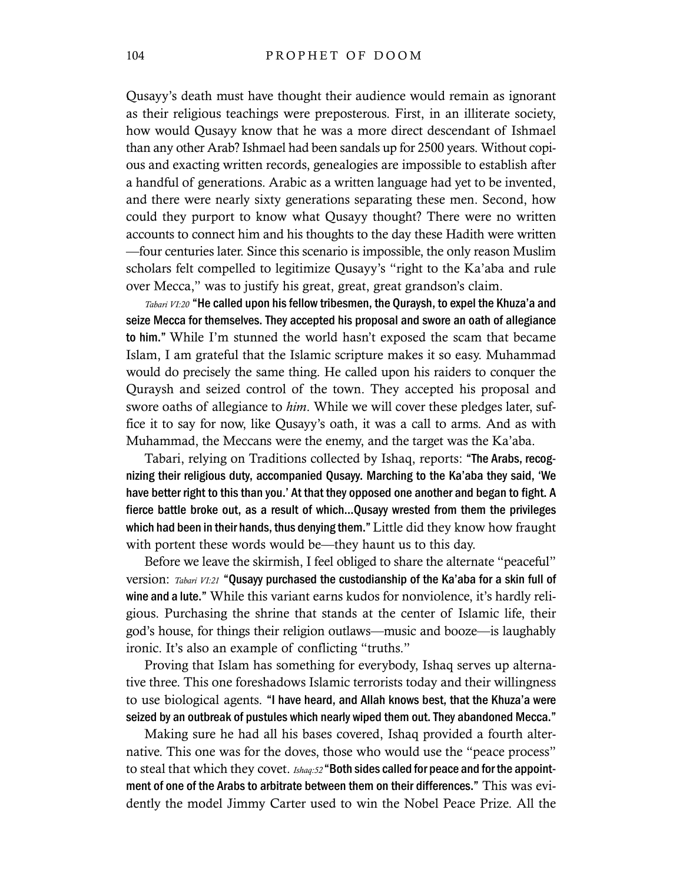Qusayy's death must have thought their audience would remain as ignorant as their religious teachings were preposterous. First, in an illiterate society, how would Qusayy know that he was a more direct descendant of Ishmael than any other Arab? Ishmael had been sandals up for 2500 years. Without copious and exacting written records, genealogies are impossible to establish after a handful of generations. Arabic as a written language had yet to be invented, and there were nearly sixty generations separating these men. Second, how could they purport to know what Qusayy thought? There were no written accounts to connect him and his thoughts to the day these Hadith were written —four centuries later. Since this scenario is impossible, the only reason Muslim scholars felt compelled to legitimize Qusayy's "right to the Ka'aba and rule over Mecca," was to justify his great, great, great grandson's claim.

*Tabari VI:20* **"He called upon his fellow tribesmen, the Quraysh, to expel the Khuza'a and seize Mecca for themselves. They accepted his proposal and swore an oath of allegiance to him."** While I'm stunned the world hasn't exposed the scam that became Islam, I am grateful that the Islamic scripture makes it so easy. Muhammad would do precisely the same thing. He called upon his raiders to conquer the Quraysh and seized control of the town. They accepted his proposal and swore oaths of allegiance to *him*. While we will cover these pledges later, suffice it to say for now, like Qusayy's oath, it was a call to arms. And as with Muhammad, the Meccans were the enemy, and the target was the Ka'aba.

Tabari, relying on Traditions collected by Ishaq, reports: **"The Arabs, recognizing their religious duty, accompanied Qusayy. Marching to the Ka'aba they said, 'We have better right to this than you.' At that they opposed one another and began to fight. A fierce battle broke out, as a result of which…Qusayy wrested from them the privileges which had been in their hands, thus denying them."** Little did they know how fraught with portent these words would be—they haunt us to this day.

Before we leave the skirmish, I feel obliged to share the alternate "peaceful" version: *Tabari VI:21* **"Qusayy purchased the custodianship of the Ka'aba for a skin full of wine and a lute."** While this variant earns kudos for nonviolence, it's hardly religious. Purchasing the shrine that stands at the center of Islamic life, their god's house, for things their religion outlaws—music and booze—is laughably ironic. It's also an example of conflicting "truths."

Proving that Islam has something for everybody, Ishaq serves up alternative three. This one foreshadows Islamic terrorists today and their willingness to use biological agents. **"I have heard, and Allah knows best, that the Khuza'a were seized by an outbreak of pustules which nearly wiped them out. They abandoned Mecca."**

Making sure he had all his bases covered, Ishaq provided a fourth alternative. This one was for the doves, those who would use the "peace process" to steal that which they covet. *Ishaq:52* **"Both sides called for peace and for the appointment of one of the Arabs to arbitrate between them on their differences."** This was evidently the model Jimmy Carter used to win the Nobel Peace Prize. All the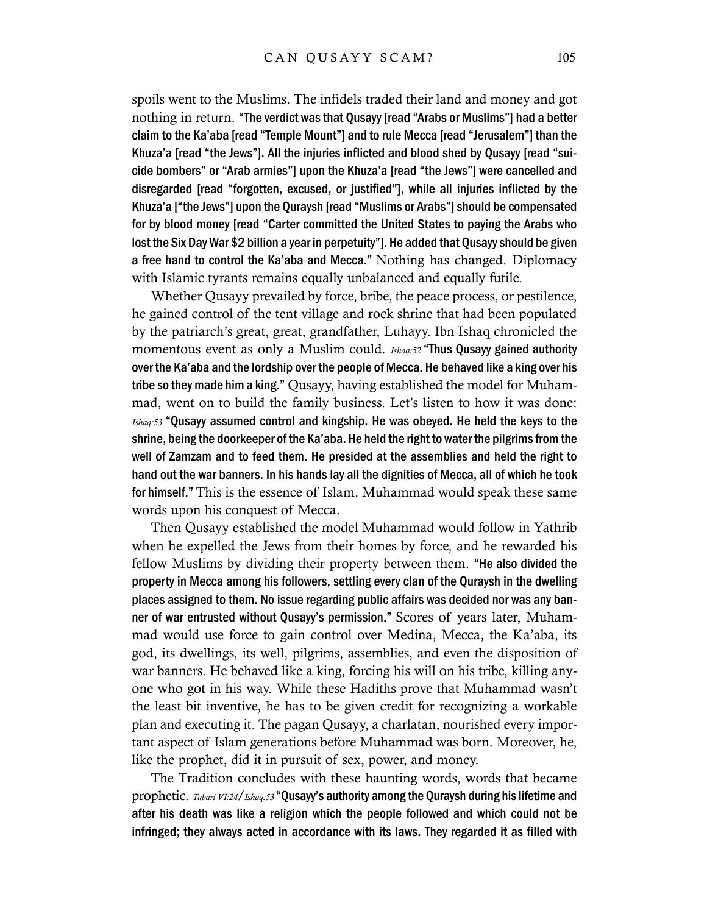spoils went to the Muslims. The infidels traded their land and money and got nothing in return. **"The verdict was that Qusayy [read "Arabs or Muslims"] had a better claim to the Ka'aba [read "Temple Mount"] and to rule Mecca [read "Jerusalem"] than the Khuza'a [read "the Jews"]. All the injuries inflicted and blood shed by Qusayy [read "suicide bombers" or "Arab armies"] upon the Khuza'a [read "the Jews"] were cancelled and disregarded [read "forgotten, excused, or justified"], while all injuries inflicted by the Khuza'a ["the Jews"] upon the Quraysh [read "Muslims or Arabs"] should be compensated for by blood money [read "Carter committed the United States to paying the Arabs who lost the Six Day War $2 billion a year in perpetuity"]. He added that Qusayy should be given a free hand to control the Ka'aba and Mecca."** Nothing has changed. Diplomacy with Islamic tyrants remains equally unbalanced and equally futile.

Whether Qusayy prevailed by force, bribe, the peace process, or pestilence, he gained control of the tent village and rock shrine that had been populated by the patriarch's great, great, grandfather, Luhayy. Ibn Ishaq chronicled the momentous event as only a Muslim could. *Ishaq:52* **"Thus Qusayy gained authority over the Ka'aba and the lordship over the people of Mecca. He behaved like a king over his tribe so they made him a king."** Qusayy, having established the model for Muhammad, went on to build the family business. Let's listen to how it was done: *Ishaq:53* **"Qusayy assumed control and kingship. He was obeyed. He held the keys to the shrine, being the doorkeeper of the Ka'aba. He held the right to water the pilgrims from the well of Zamzam and to feed them. He presided at the assemblies and held the right to hand out the war banners. In his hands lay all the dignities of Mecca, all of which he took for himself."** This is the essence of Islam. Muhammad would speak these same words upon his conquest of Mecca.

Then Qusayy established the model Muhammad would follow in Yathrib when he expelled the Jews from their homes by force, and he rewarded his fellow Muslims by dividing their property between them. **"He also divided the property in Mecca among his followers, settling every clan of the Quraysh in the dwelling places assigned to them. No issue regarding public affairs was decided nor was any banner of war entrusted without Qusayy's permission."** Scores of years later, Muhammad would use force to gain control over Medina, Mecca, the Ka'aba, its god, its dwellings, its well, pilgrims, assemblies, and even the disposition of war banners. He behaved like a king, forcing his will on his tribe, killing anyone who got in his way. While these Hadiths prove that Muhammad wasn't the least bit inventive, he has to be given credit for recognizing a workable plan and executing it. The pagan Qusayy, a charlatan, nourished every important aspect of Islam generations before Muhammad was born. Moreover, he, like the prophet, did it in pursuit of sex, power, and money.

The Tradition concludes with these haunting words, words that became prophetic. *Tabari VI:24/Ishaq:53* **"Qusayy's authority among the Quraysh during his lifetime and after his death was like a religion which the people followed and which could not be infringed; they always acted in accordance with its laws. They regarded it as filled with**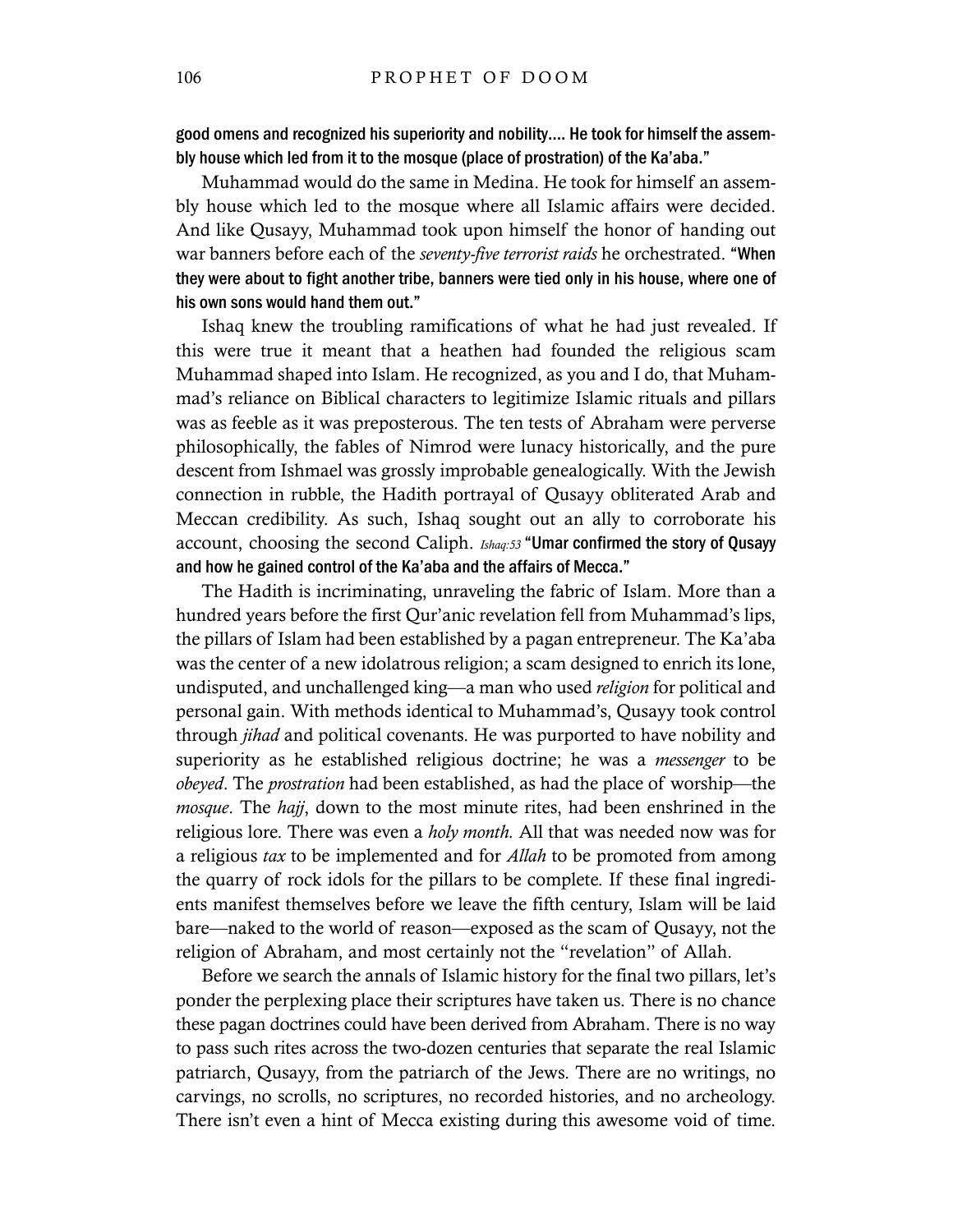good omens and recognized his superiority and nobility.... He took for himself the assembly house which led from it to the mosque (place of prostration) of the Ka'aba."

Muhammad would do the same in Medina. He took for himself an assembly house which led to the mosque where all Islamic affairs were decided. And like Qusayy, Muhammad took upon himself the honor of handing out war banners before each of the *seventy-five terrorist raids* he orchestrated. "When they were about to fight another tribe, banners were tied only in his house, where one of his own sons would hand them out."

Ishaq knew the troubling ramifications of what he had just revealed. If this were true it meant that a heathen had founded the religious scam Muhammad shaped into Islam. He recognized, as you and I do, that Muhammad's reliance on Biblical characters to legitimize Islamic rituals and pillars was as feeble as it was preposterous. The ten tests of Abraham were perverse philosophically, the fables of Nimrod were lunacy historically, and the pure descent from Ishmael was grossly improbable genealogically. With the Jewish connection in rubble, the Hadith portrayal of Qusayy obliterated Arab and Meccan credibility. As such, Ishaq sought out an ally to corroborate his account, choosing the second Caliph. *Ishaq:53* "Umar confirmed the story of Qusayy and how he gained control of the Ka'aba and the affairs of Mecca."

The Hadith is incriminating, unraveling the fabric of Islam. More than a hundred years before the first Qur'anic revelation fell from Muhammad's lips, the pillars of Islam had been established by a pagan entrepreneur. The Ka'aba was the center of a new idolatrous religion; a scam designed to enrich its lone, undisputed, and unchallenged king—a man who used *religion* for political and personal gain. With methods identical to Muhammad's, Qusayy took control through *jihad* and political covenants. He was purported to have nobility and superiority as he established religious doctrine; he was a *messenger* to be *obeyed*. The *prostration* had been established, as had the place of worship—the *mosque*. The *hajj*, down to the most minute rites, had been enshrined in the religious lore. There was even a *holy month.* All that was needed now was for a religious *tax* to be implemented and for *Allah* to be promoted from among the quarry of rock idols for the pillars to be complete. If these final ingredients manifest themselves before we leave the fifth century, Islam will be laid bare—naked to the world of reason—exposed as the scam of Qusayy, not the religion of Abraham, and most certainly not the "revelation" of Allah.

Before we search the annals of Islamic history for the final two pillars, let's ponder the perplexing place their scriptures have taken us. There is no chance these pagan doctrines could have been derived from Abraham. There is no way to pass such rites across the two-dozen centuries that separate the real Islamic patriarch, Qusayy, from the patriarch of the Jews. There are no writings, no carvings, no scrolls, no scriptures, no recorded histories, and no archeology. There isn't even a hint of Mecca existing during this awesome void of time.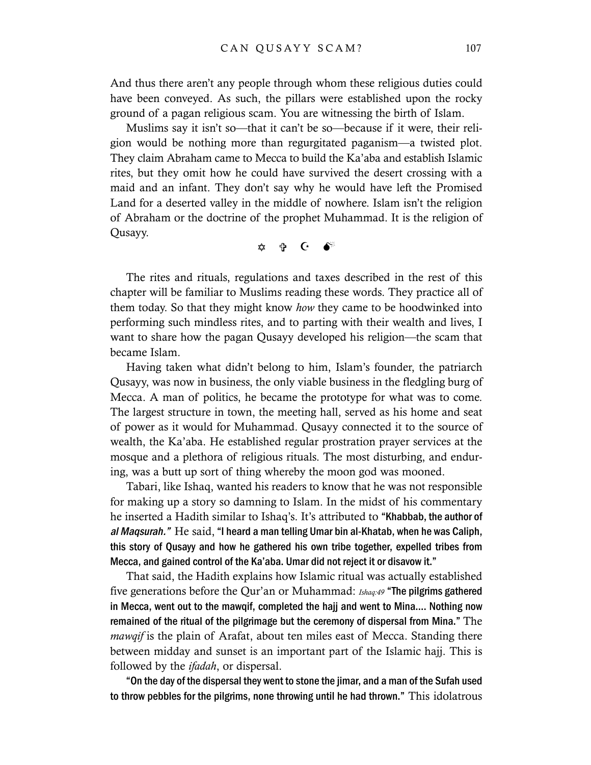And thus there aren't any people through whom these religious duties could have been conveyed. As such, the pillars were established upon the rocky ground of a pagan religious scam. You are witnessing the birth of Islam.

Muslims say it isn't so—that it can't be so—because if it were, their religion would be nothing more than regurgitated paganism—a twisted plot. They claim Abraham came to Mecca to build the Ka'aba and establish Islamic rites, but they omit how he could have survived the desert crossing with a maid and an infant. They don't say why he would have left the Promised Land for a deserted valley in the middle of nowhere. Islam isn't the religion of Abraham or the doctrine of the prophet Muhammad. It is the religion of Qusayy.

✡ ✞ ☪ 💣

The rites and rituals, regulations and taxes described in the rest of this chapter will be familiar to Muslims reading these words. They practice all of them today. So that they might know *how* they came to be hoodwinked into performing such mindless rites, and to parting with their wealth and lives, I want to share how the pagan Qusayy developed his religion—the scam that became Islam.

Having taken what didn't belong to him, Islam's founder, the patriarch Qusayy, was now in business, the only viable business in the fledgling burg of Mecca. A man of politics, he became the prototype for what was to come. The largest structure in town, the meeting hall, served as his home and seat of power as it would for Muhammad. Qusayy connected it to the source of wealth, the Ka'aba. He established regular prostration prayer services at the mosque and a plethora of religious rituals. The most disturbing, and enduring, was a butt up sort of thing whereby the moon god was mooned.

Tabari, like Ishaq, wanted his readers to know that he was not responsible for making up a story so damning to Islam. In the midst of his commentary he inserted a Hadith similar to Ishaq's. It's attributed to **"Khabbab, the author of *al Maqsurah*."** He said, **"I heard a man telling Umar bin al-Khatab, when he was Caliph, this story of Qusayy and how he gathered his own tribe together, expelled tribes from Mecca, and gained control of the Ka'aba. Umar did not reject it or disavow it."**

That said, the Hadith explains how Islamic ritual was actually established five generations before the Qur'an or Muhammad: *Ishaq:49* **"The pilgrims gathered in Mecca, went out to the mawqif, completed the hajj and went to Mina.... Nothing now remained of the ritual of the pilgrimage but the ceremony of dispersal from Mina."** The *mawqif* is the plain of Arafat, about ten miles east of Mecca. Standing there between midday and sunset is an important part of the Islamic hajj. This is followed by the *ifadah*, or dispersal.

**"On the day of the dispersal they went to stone the jimar, and a man of the Sufah used to throw pebbles for the pilgrims, none throwing until he had thrown."** This idolatrous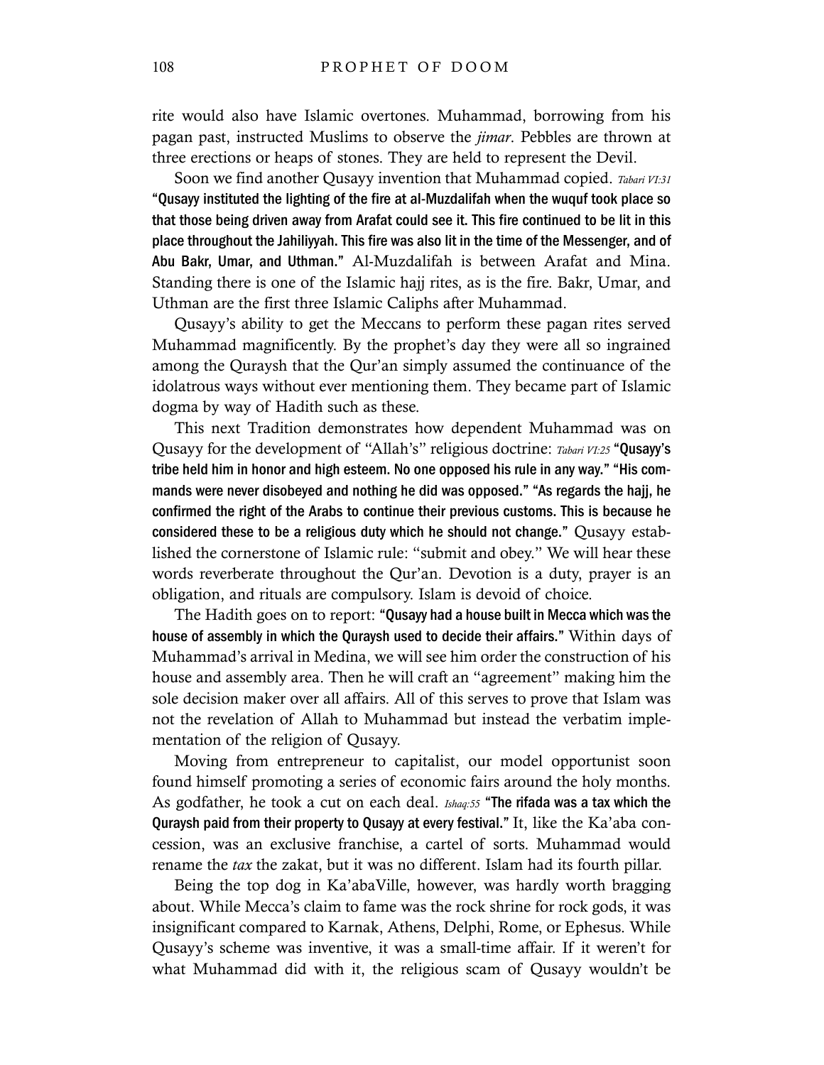rite would also have Islamic overtones. Muhammad, borrowing from his pagan past, instructed Muslims to observe the *jimar*. Pebbles are thrown at three erections or heaps of stones. They are held to represent the Devil.

Soon we find another Qusayy invention that Muhammad copied. *Tabari VI:31* **"Qusayy instituted the lighting of the fire at al-Muzdalifah when the wuquf took place so that those being driven away from Arafat could see it. This fire continued to be lit in this place throughout the Jahiliyyah. This fire was also lit in the time of the Messenger, and of Abu Bakr, Umar, and Uthman."** Al-Muzdalifah is between Arafat and Mina. Standing there is one of the Islamic hajj rites, as is the fire. Bakr, Umar, and Uthman are the first three Islamic Caliphs after Muhammad.

Qusayy's ability to get the Meccans to perform these pagan rites served Muhammad magnificently. By the prophet's day they were all so ingrained among the Quraysh that the Qur'an simply assumed the continuance of the idolatrous ways without ever mentioning them. They became part of Islamic dogma by way of Hadith such as these.

This next Tradition demonstrates how dependent Muhammad was on Qusayy for the development of "Allah's" religious doctrine: *Tabari VI:25* **"Qusayy's tribe held him in honor and high esteem. No one opposed his rule in any way." "His commands were never disobeyed and nothing he did was opposed." "As regards the hajj, he confirmed the right of the Arabs to continue their previous customs. This is because he considered these to be a religious duty which he should not change."** Qusayy established the cornerstone of Islamic rule: "submit and obey." We will hear these words reverberate throughout the Qur'an. Devotion is a duty, prayer is an obligation, and rituals are compulsory. Islam is devoid of choice.

The Hadith goes on to report: **"Qusayy had a house built in Mecca which was the house of assembly in which the Quraysh used to decide their affairs."** Within days of Muhammad's arrival in Medina, we will see him order the construction of his house and assembly area. Then he will craft an "agreement" making him the sole decision maker over all affairs. All of this serves to prove that Islam was not the revelation of Allah to Muhammad but instead the verbatim implementation of the religion of Qusayy.

Moving from entrepreneur to capitalist, our model opportunist soon found himself promoting a series of economic fairs around the holy months. As godfather, he took a cut on each deal. *Ishaq:55* **"The rifada was a tax which the Quraysh paid from their property to Qusayy at every festival."** It, like the Ka'aba concession, was an exclusive franchise, a cartel of sorts. Muhammad would rename the *tax* the zakat, but it was no different. Islam had its fourth pillar.

Being the top dog in Ka'abaVille, however, was hardly worth bragging about. While Mecca's claim to fame was the rock shrine for rock gods, it was insignificant compared to Karnak, Athens, Delphi, Rome, or Ephesus. While Qusayy's scheme was inventive, it was a small-time affair. If it weren't for what Muhammad did with it, the religious scam of Qusayy wouldn't be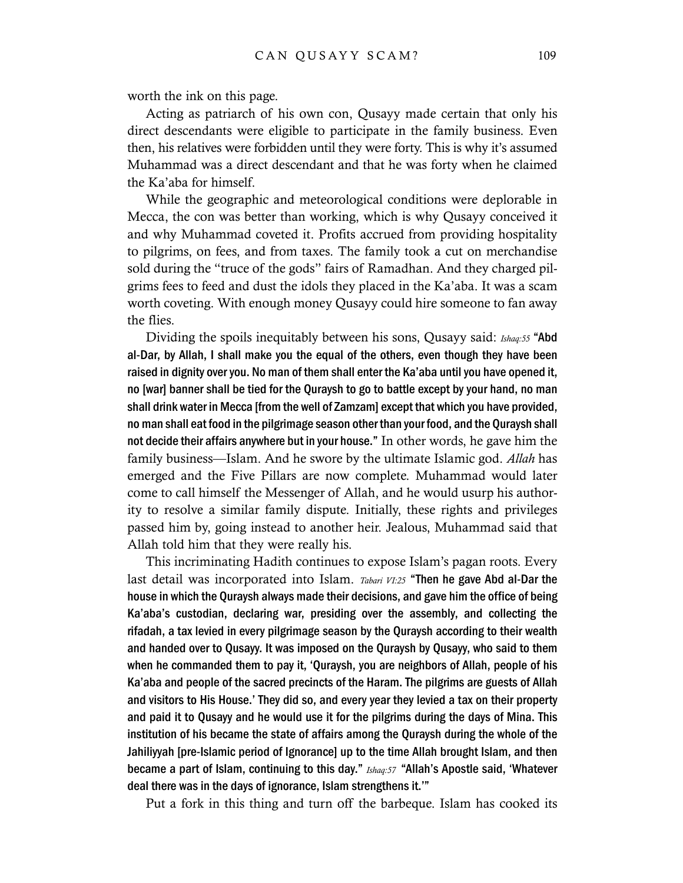worth the ink on this page.

Acting as patriarch of his own con, Qusayy made certain that only his direct descendants were eligible to participate in the family business. Even then, his relatives were forbidden until they were forty. This is why it's assumed Muhammad was a direct descendant and that he was forty when he claimed the Ka'aba for himself.

While the geographic and meteorological conditions were deplorable in Mecca, the con was better than working, which is why Qusayy conceived it and why Muhammad coveted it. Profits accrued from providing hospitality to pilgrims, on fees, and from taxes. The family took a cut on merchandise sold during the "truce of the gods" fairs of Ramadhan. And they charged pilgrims fees to feed and dust the idols they placed in the Ka'aba. It was a scam worth coveting. With enough money Qusayy could hire someone to fan away the flies.

Dividing the spoils inequitably between his sons, Qusayy said: *Ishaq:55* **"Abd al-Dar, by Allah, I shall make you the equal of the others, even though they have been raised in dignity over you. No man of them shall enter the Ka'aba until you have opened it, no [war] banner shall be tied for the Quraysh to go to battle except by your hand, no man shall drink water in Mecca [from the well of Zamzam] except that which you have provided, no man shall eat food in the pilgrimage season other than your food, and the Quraysh shall not decide their affairs anywhere but in your house."** In other words, he gave him the family business—Islam. And he swore by the ultimate Islamic god. *Allah* has emerged and the Five Pillars are now complete. Muhammad would later come to call himself the Messenger of Allah, and he would usurp his authority to resolve a similar family dispute. Initially, these rights and privileges passed him by, going instead to another heir. Jealous, Muhammad said that Allah told him that they were really his.

This incriminating Hadith continues to expose Islam's pagan roots. Every last detail was incorporated into Islam. *Tabari VI:25* **"Then he gave Abd al-Dar the house in which the Quraysh always made their decisions, and gave him the office of being Ka'aba's custodian, declaring war, presiding over the assembly, and collecting the rifadah, a tax levied in every pilgrimage season by the Quraysh according to their wealth and handed over to Qusayy. It was imposed on the Quraysh by Qusayy, who said to them when he commanded them to pay it, 'Quraysh, you are neighbors of Allah, people of his Ka'aba and people of the sacred precincts of the Haram. The pilgrims are guests of Allah and visitors to His House.' They did so, and every year they levied a tax on their property and paid it to Qusayy and he would use it for the pilgrims during the days of Mina. This institution of his became the state of affairs among the Quraysh during the whole of the Jahiliyyah [pre-Islamic period of Ignorance] up to the time Allah brought Islam, and then became a part of Islam, continuing to this day."** *Ishaq:57* **"Allah's Apostle said, 'Whatever deal there was in the days of ignorance, Islam strengthens it.'"**

Put a fork in this thing and turn off the barbeque. Islam has cooked its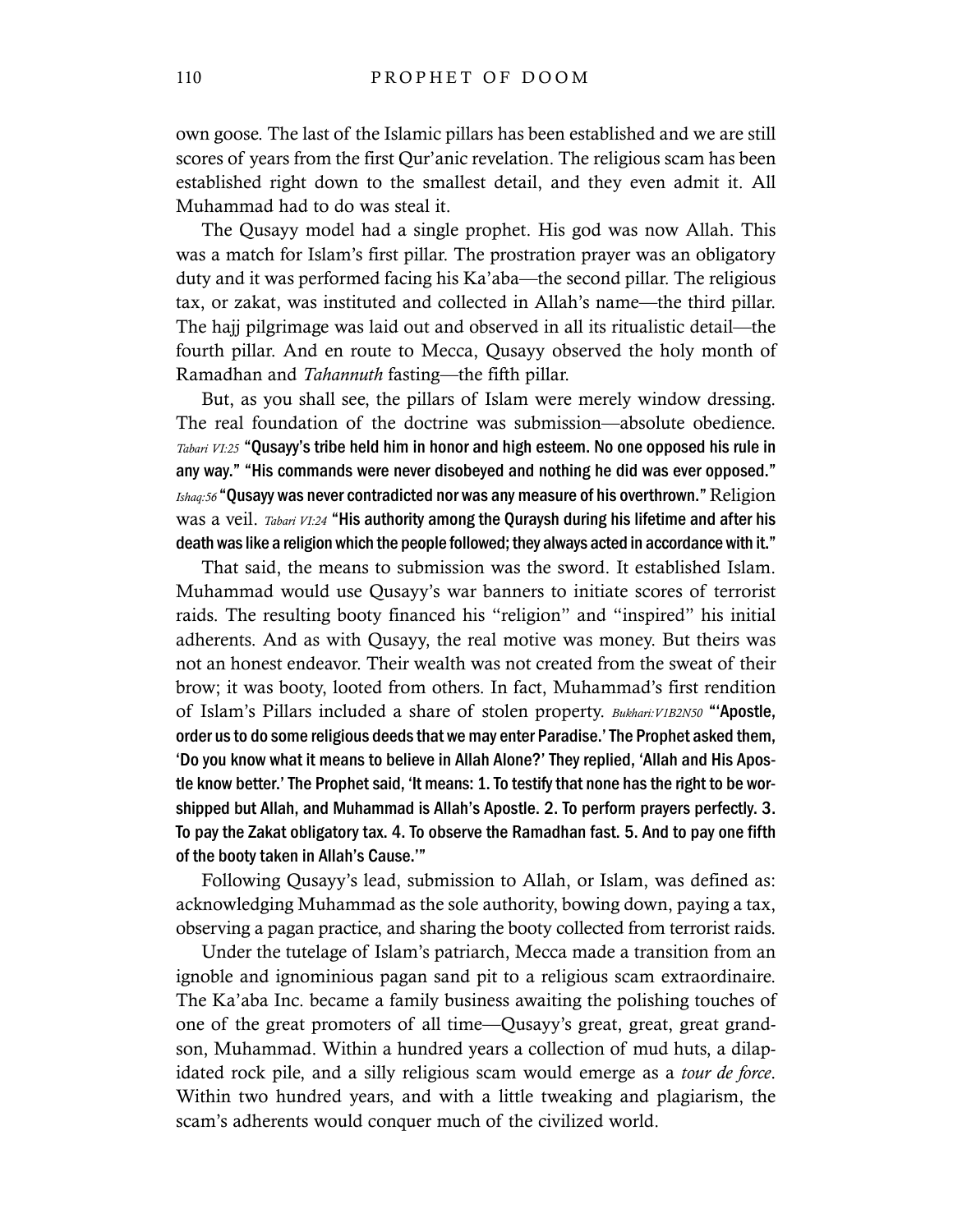own goose. The last of the Islamic pillars has been established and we are still scores of years from the first Qur'anic revelation. The religious scam has been established right down to the smallest detail, and they even admit it. All Muhammad had to do was steal it.

The Qusayy model had a single prophet. His god was now Allah. This was a match for Islam's first pillar. The prostration prayer was an obligatory duty and it was performed facing his Ka'aba—the second pillar. The religious tax, or zakat, was instituted and collected in Allah's name—the third pillar. The hajj pilgrimage was laid out and observed in all its ritualistic detail—the fourth pillar. And en route to Mecca, Qusayy observed the holy month of Ramadhan and *Tahannuth* fasting—the fifth pillar.

But, as you shall see, the pillars of Islam were merely window dressing. The real foundation of the doctrine was submission—absolute obedience. *Tabari VI:25* **"Qusayy's tribe held him in honor and high esteem. No one opposed his rule in any way." "His commands were never disobeyed and nothing he did was ever opposed."** *Ishaq:56* **"Qusayy was never contradicted nor was any measure of his overthrown."** Religion was a veil. *Tabari VI:24* **"His authority among the Quraysh during his lifetime and after his death was like a religion which the people followed; they always acted in accordance with it."**

That said, the means to submission was the sword. It established Islam. Muhammad would use Qusayy's war banners to initiate scores of terrorist raids. The resulting booty financed his "religion" and "inspired" his initial adherents. And as with Qusayy, the real motive was money. But theirs was not an honest endeavor. Their wealth was not created from the sweat of their brow; it was booty, looted from others. In fact, Muhammad's first rendition of Islam's Pillars included a share of stolen property. *Bukhari:V1B2N50* **"'Apostle, order us to do some religious deeds that we may enter Paradise.' The Prophet asked them, 'Do you know what it means to believe in Allah Alone?' They replied, 'Allah and His Apostle know better.' The Prophet said, 'It means: 1. To testify that none has the right to be worshipped but Allah, and Muhammad is Allah's Apostle. 2. To perform prayers perfectly. 3. To pay the Zakat obligatory tax. 4. To observe the Ramadhan fast. 5. And to pay one fifth of the booty taken in Allah's Cause.'"**

Following Qusayy's lead, submission to Allah, or Islam, was defined as: acknowledging Muhammad as the sole authority, bowing down, paying a tax, observing a pagan practice, and sharing the booty collected from terrorist raids.

Under the tutelage of Islam's patriarch, Mecca made a transition from an ignoble and ignominious pagan sand pit to a religious scam extraordinaire. The Ka'aba Inc. became a family business awaiting the polishing touches of one of the great promoters of all time—Qusayy's great, great, great grandson, Muhammad. Within a hundred years a collection of mud huts, a dilapidated rock pile, and a silly religious scam would emerge as a *tour de force*. Within two hundred years, and with a little tweaking and plagiarism, the scam's adherents would conquer much of the civilized world.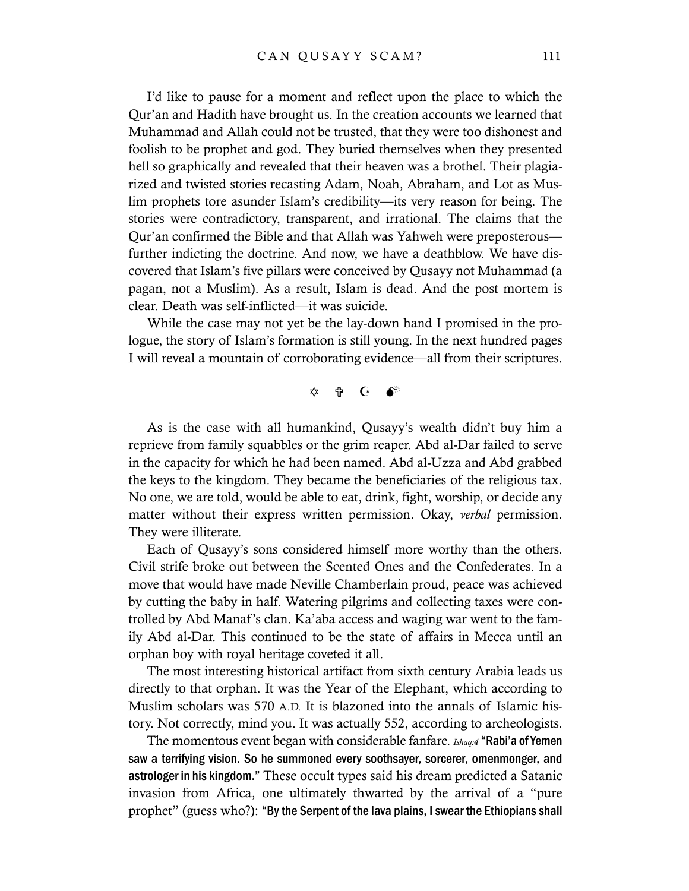I'd like to pause for a moment and reflect upon the place to which the Qur'an and Hadith have brought us. In the creation accounts we learned that Muhammad and Allah could not be trusted, that they were too dishonest and foolish to be prophet and god. They buried themselves when they presented hell so graphically and revealed that their heaven was a brothel. Their plagiarized and twisted stories recasting Adam, Noah, Abraham, and Lot as Muslim prophets tore asunder Islam's credibility—its very reason for being. The stories were contradictory, transparent, and irrational. The claims that the Qur'an confirmed the Bible and that Allah was Yahweh were preposterous—further indicting the doctrine. And now, we have a deathblow. We have discovered that Islam's five pillars were conceived by Qusayy not Muhammad (a pagan, not a Muslim). As a result, Islam is dead. And the post mortem is clear. Death was self-inflicted—it was suicide.

While the case may not yet be the lay-down hand I promised in the prologue, the story of Islam's formation is still young. In the next hundred pages I will reveal a mountain of corroborating evidence—all from their scriptures.

✡ ✞ ☪ 💣

As is the case with all humankind, Qusayy's wealth didn't buy him a reprieve from family squabbles or the grim reaper. Abd al-Dar failed to serve in the capacity for which he had been named. Abd al-Uzza and Abd grabbed the keys to the kingdom. They became the beneficiaries of the religious tax. No one, we are told, would be able to eat, drink, fight, worship, or decide any matter without their express written permission. Okay, *verbal* permission. They were illiterate.

Each of Qusayy's sons considered himself more worthy than the others. Civil strife broke out between the Scented Ones and the Confederates. In a move that would have made Neville Chamberlain proud, peace was achieved by cutting the baby in half. Watering pilgrims and collecting taxes were controlled by Abd Manaf's clan. Ka'aba access and waging war went to the family Abd al-Dar. This continued to be the state of affairs in Mecca until an orphan boy with royal heritage coveted it all.

The most interesting historical artifact from sixth century Arabia leads us directly to that orphan. It was the Year of the Elephant, which according to Muslim scholars was 570 A.D. It is blazoned into the annals of Islamic history. Not correctly, mind you. It was actually 552, according to archeologists.

The momentous event began with considerable fanfare. *Ishaq:4* **"Rabi'a of Yemen saw a terrifying vision. So he summoned every soothsayer, sorcerer, omenmonger, and astrologer in his kingdom."** These occult types said his dream predicted a Satanic invasion from Africa, one ultimately thwarted by the arrival of a "pure prophet" (guess who?): **"By the Serpent of the lava plains, I swear the Ethiopians shall**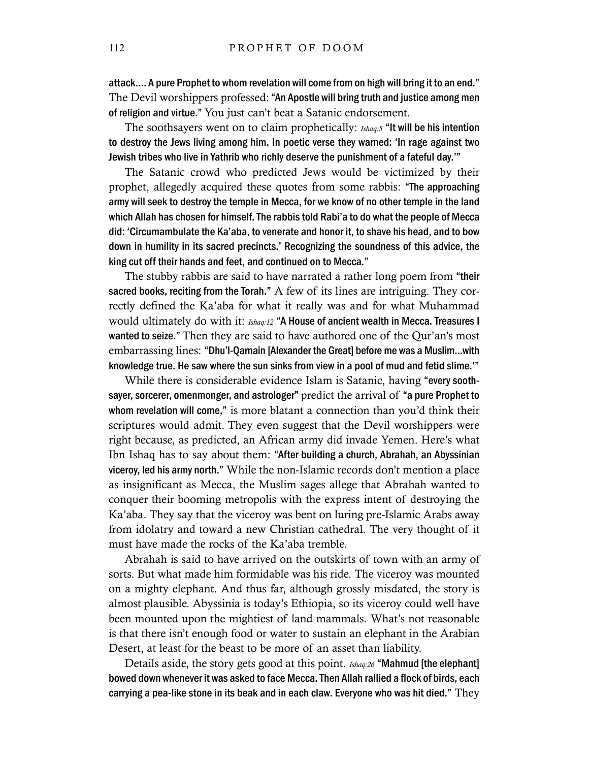**attack.... A pure Prophet to whom revelation will come from on high will bring it to an end."** The Devil worshippers professed: **"An Apostle will bring truth and justice among men of religion and virtue."** You just can't beat a Satanic endorsement.

The soothsayers went on to claim prophetically: *Ishaq:5* **"It will be his intention to destroy the Jews living among him. In poetic verse they warned: 'In rage against two Jewish tribes who live in Yathrib who richly deserve the punishment of a fateful day.'"**

The Satanic crowd who predicted Jews would be victimized by their prophet, allegedly acquired these quotes from some rabbis: **"The approaching army will seek to destroy the temple in Mecca, for we know of no other temple in the land which Allah has chosen for himself. The rabbis told Rabi'a to do what the people of Mecca did: 'Circumambulate the Ka'aba, to venerate and honor it, to shave his head, and to bow down in humility in its sacred precincts.' Recognizing the soundness of this advice, the king cut off their hands and feet, and continued on to Mecca."**

The stubby rabbis are said to have narrated a rather long poem from **"their sacred books, reciting from the Torah."** A few of its lines are intriguing. They correctly defined the Ka'aba for what it really was and for what Muhammad would ultimately do with it: *Ishaq:12* **"A House of ancient wealth in Mecca. Treasures I wanted to seize."** Then they are said to have authored one of the Qur'an's most embarrassing lines: **"Dhu'l-Qarnain [Alexander the Great] before me was a Muslim...with knowledge true. He saw where the sun sinks from view in a pool of mud and fetid slime.'"**

While there is considerable evidence Islam is Satanic, having **"every soothsayer, sorcerer, omenmonger, and astrologer"** predict the arrival of **"a pure Prophet to whom revelation will come,"** is more blatant a connection than you'd think their scriptures would admit. They even suggest that the Devil worshippers were right because, as predicted, an African army did invade Yemen. Here's what Ibn Ishaq has to say about them: **"After building a church, Abrahah, an Abyssinian viceroy, led his army north."** While the non-Islamic records don't mention a place as insignificant as Mecca, the Muslim sages allege that Abrahah wanted to conquer their booming metropolis with the express intent of destroying the Ka'aba. They say that the viceroy was bent on luring pre-Islamic Arabs away from idolatry and toward a new Christian cathedral. The very thought of it must have made the rocks of the Ka'aba tremble.

Abrahah is said to have arrived on the outskirts of town with an army of sorts. But what made him formidable was his ride. The viceroy was mounted on a mighty elephant. And thus far, although grossly misdated, the story is almost plausible. Abyssinia is today's Ethiopia, so its viceroy could well have been mounted upon the mightiest of land mammals. What's not reasonable is that there isn't enough food or water to sustain an elephant in the Arabian Desert, at least for the beast to be more of an asset than liability.

Details aside, the story gets good at this point. *Ishaq:26* **"Mahmud [the elephant] bowed down whenever it was asked to face Mecca. Then Allah rallied a flock of birds, each carrying a pea-like stone in its beak and in each claw. Everyone who was hit died."** They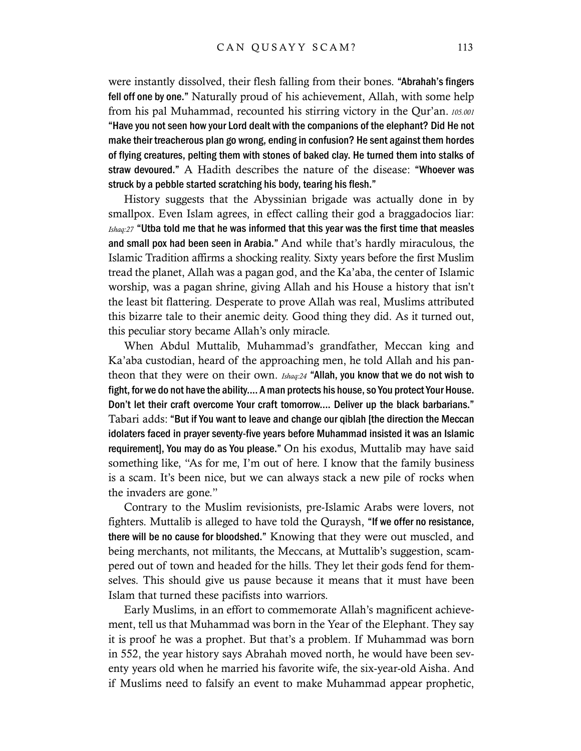were instantly dissolved, their flesh falling from their bones. **"Abrahah's fingers fell off one by one."** Naturally proud of his achievement, Allah, with some help from his pal Muhammad, recounted his stirring victory in the Qur'an. *105.001* **"Have you not seen how your Lord dealt with the companions of the elephant? Did He not make their treacherous plan go wrong, ending in confusion? He sent against them hordes of flying creatures, pelting them with stones of baked clay. He turned them into stalks of straw devoured."** A Hadith describes the nature of the disease: **"Whoever was struck by a pebble started scratching his body, tearing his flesh."**

History suggests that the Abyssinian brigade was actually done in by smallpox. Even Islam agrees, in effect calling their god a braggadocios liar: *Ishaq:27* **"Utba told me that he was informed that this year was the first time that measles and small pox had been seen in Arabia."** And while that's hardly miraculous, the Islamic Tradition affirms a shocking reality. Sixty years before the first Muslim tread the planet, Allah was a pagan god, and the Ka'aba, the center of Islamic worship, was a pagan shrine, giving Allah and his House a history that isn't the least bit flattering. Desperate to prove Allah was real, Muslims attributed this bizarre tale to their anemic deity. Good thing they did. As it turned out, this peculiar story became Allah's only miracle.

When Abdul Muttalib, Muhammad's grandfather, Meccan king and Ka'aba custodian, heard of the approaching men, he told Allah and his pantheon that they were on their own. *Ishaq:24* **"Allah, you know that we do not wish to fight, for we do not have the ability.... A man protects his house, so You protect Your House. Don't let their craft overcome Your craft tomorrow.... Deliver up the black barbarians."** Tabari adds: **"But if You want to leave and change our qiblah [the direction the Meccan idolaters faced in prayer seventy-five years before Muhammad insisted it was an Islamic requirement], You may do as You please."** On his exodus, Muttalib may have said something like, "As for me, I'm out of here. I know that the family business is a scam. It's been nice, but we can always stack a new pile of rocks when the invaders are gone."

Contrary to the Muslim revisionists, pre-Islamic Arabs were lovers, not fighters. Muttalib is alleged to have told the Quraysh, **"If we offer no resistance, there will be no cause for bloodshed."** Knowing that they were out muscled, and being merchants, not militants, the Meccans, at Muttalib's suggestion, scampered out of town and headed for the hills. They let their gods fend for themselves. This should give us pause because it means that it must have been Islam that turned these pacifists into warriors.

Early Muslims, in an effort to commemorate Allah's magnificent achievement, tell us that Muhammad was born in the Year of the Elephant. They say it is proof he was a prophet. But that's a problem. If Muhammad was born in 552, the year history says Abrahah moved north, he would have been seventy years old when he married his favorite wife, the six-year-old Aisha. And if Muslims need to falsify an event to make Muhammad appear prophetic,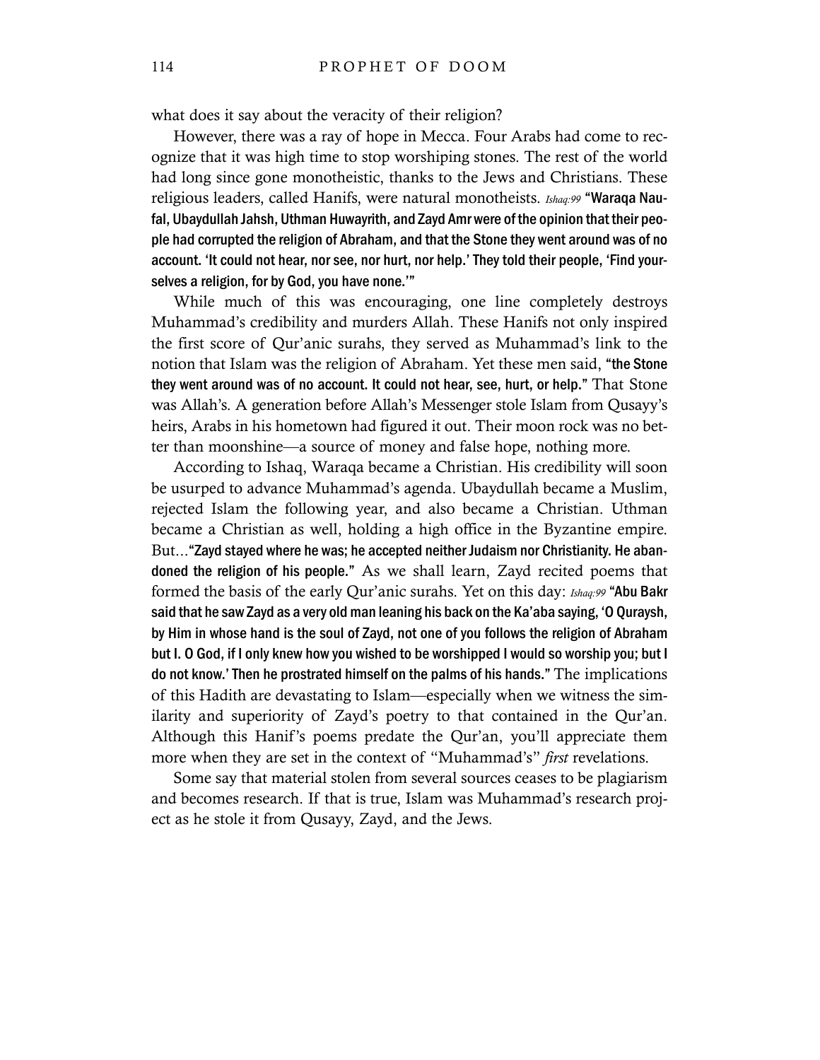what does it say about the veracity of their religion?

However, there was a ray of hope in Mecca. Four Arabs had come to recognize that it was high time to stop worshiping stones. The rest of the world had long since gone monotheistic, thanks to the Jews and Christians. These religious leaders, called Hanifs, were natural monotheists. *Ishaq:99* **"Waraqa Naufal, Ubaydullah Jahsh, Uthman Huwayrith, and Zayd Amr were of the opinion that their people had corrupted the religion of Abraham, and that the Stone they went around was of no account. 'It could not hear, nor see, nor hurt, nor help.' They told their people, 'Find yourselves a religion, for by God, you have none.'"**

While much of this was encouraging, one line completely destroys Muhammad's credibility and murders Allah. These Hanifs not only inspired the first score of Qur'anic surahs, they served as Muhammad's link to the notion that Islam was the religion of Abraham. Yet these men said, **"the Stone they went around was of no account. It could not hear, see, hurt, or help."** That Stone was Allah's. A generation before Allah's Messenger stole Islam from Qusayy's heirs, Arabs in his hometown had figured it out. Their moon rock was no better than moonshine—a source of money and false hope, nothing more.

According to Ishaq, Waraqa became a Christian. His credibility will soon be usurped to advance Muhammad's agenda. Ubaydullah became a Muslim, rejected Islam the following year, and also became a Christian. Uthman became a Christian as well, holding a high office in the Byzantine empire. But…**"Zayd stayed where he was; he accepted neither Judaism nor Christianity. He abandoned the religion of his people."** As we shall learn, Zayd recited poems that formed the basis of the early Qur'anic surahs. Yet on this day: *Ishaq:99* **"Abu Bakr said that he saw Zayd as a very old man leaning his back on the Ka'aba saying, 'O Quraysh, by Him in whose hand is the soul of Zayd, not one of you follows the religion of Abraham but I. O God, if I only knew how you wished to be worshipped I would so worship you; but I do not know.' Then he prostrated himself on the palms of his hands."** The implications of this Hadith are devastating to Islam—especially when we witness the similarity and superiority of Zayd's poetry to that contained in the Qur'an. Although this Hanif's poems predate the Qur'an, you'll appreciate them more when they are set in the context of "Muhammad's" *first* revelations.

Some say that material stolen from several sources ceases to be plagiarism and becomes research. If that is true, Islam was Muhammad's research project as he stole it from Qusayy, Zayd, and the Jews.